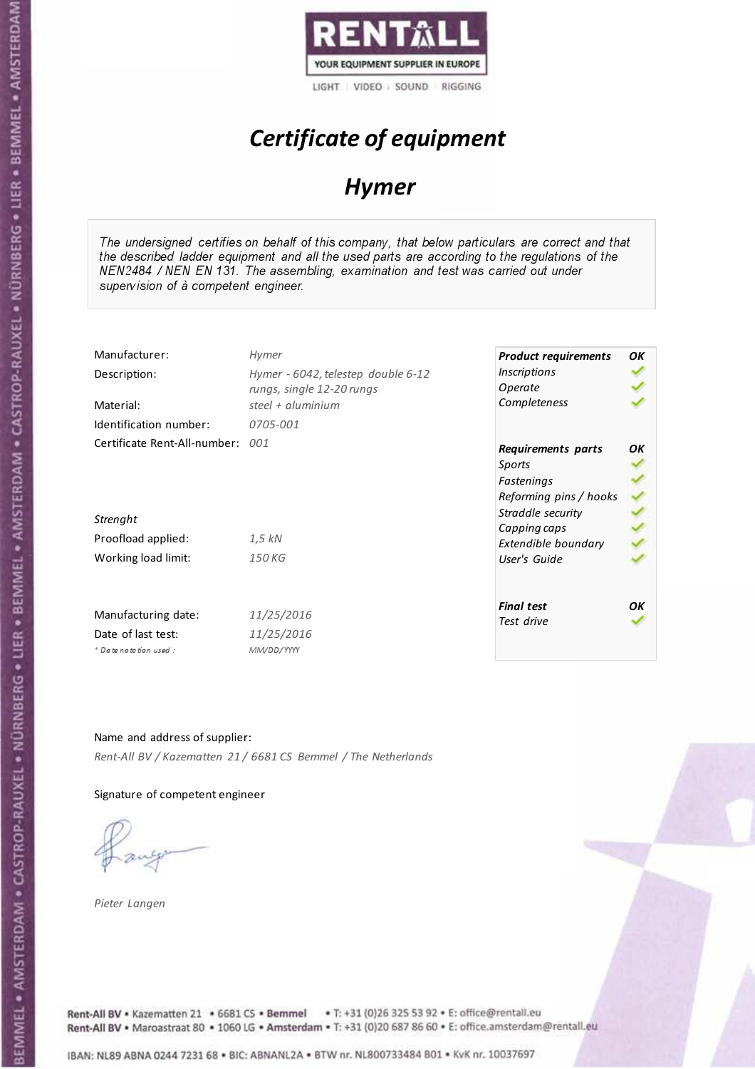RENTALL

YOUR EQUIPMENT SUPPLIER IN EUROPE

LIGHT | VIDEO | SOUND | RIGGING

# *Certificate of equipment*

## *Hymer*

*The undersigned certifies on behalf of this company, that below particulars are correct and that the described ladder equipment and all the used parts are according to the regulations of the NEN2484 / NEN EN 131. The assembling, examination and test was carried out under supervision of à competent engineer.*

| | |
|---|---|
| Manufacturer: | *Hymer* |
| Description: | *Hymer - 6042, telestep double 6-12 rungs, single 12-20 rungs* |
| Material: | *steel + aluminium* |
| Identification number: | *0705-001* |
| Certificate Rent-All-number: | *001* |
| *Strenght* | |
| Proofload applied: | *1,5 kN* |
| Working load limit: | *150 KG* |
| Manufacturing date: | *11/25/2016* |
| Date of last test: | *11/25/2016* |
| *\* Date notation used :* | *MM/DD/YYYY* |

| ***Product requirements*** | ***OK*** |
|---|---|
| *Inscriptions* | ✓ |
| *Operate* | ✓ |
| *Completeness* | ✓ |
| ***Requirements parts*** | ***OK*** |
| *Sports* | ✓ |
| *Fastenings* | ✓ |
| *Reforming pins / hooks* | ✓ |
| *Straddle security* | ✓ |
| *Capping caps* | ✓ |
| *Extendible boundary* | ✓ |
| *User's Guide* | ✓ |
| ***Final test*** | ***OK*** |
| *Test drive* | ✓ |

Name and address of supplier:

*Rent-All BV / Kazematten 21 / 6681 CS Bemmel / The Netherlands*

Signature of competent engineer

*Pieter Langen*

Rent-All BV • Kazematten 21 • 6681 CS • **Bemmel** • T: +31 (0)26 325 53 92 • E: office@rentall.eu
Rent-All BV • Maroastraat 80 • 1060 LG • **Amsterdam** • T: +31 (0)20 687 86 60 • E: office.amsterdam@rentall.eu

IBAN: NL89 ABNA 0244 7231 68 • BIC: ABNANL2A • BTW nr. NL800733484 B01 • KvK nr. 10037697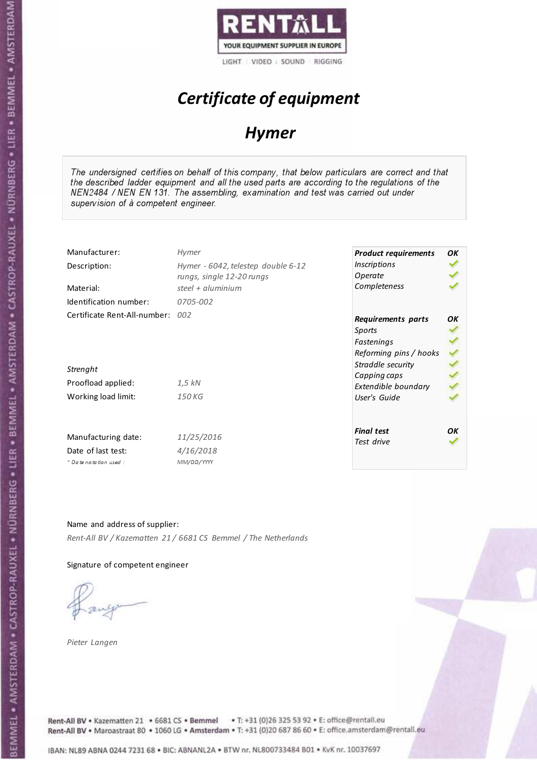RENTALL

YOUR EQUIPMENT SUPPLIER IN EUROPE

LIGHT | VIDEO | SOUND | RIGGING

# *Certificate of equipment*

## *Hymer*

*The undersigned certifies on behalf of this company, that below particulars are correct and that the described ladder equipment and all the used parts are according to the regulations of the NEN2484 / NEN EN 131. The assembling, examination and test was carried out under supervision of à competent engineer.*

| | |
|---|---|
| Manufacturer: | *Hymer* |
| Description: | *Hymer - 6042, telestep double 6-12 rungs, single 12-20 rungs* |
| Material: | *steel + aluminium* |
| Identification number: | *0705-002* |
| Certificate Rent-All-number: | *002* |
| *Strenght* | |
| Proofload applied: | *1,5 kN* |
| Working load limit: | *150 KG* |
| Manufacturing date: | *11/25/2016* |
| Date of last test: | *4/16/2018* |
| *\* Date notation used :* | *MM/DD/YYYY* |

| ***Product requirements*** | ***OK*** |
|---|---|
| *Inscriptions* | ✓ |
| *Operate* | ✓ |
| *Completeness* | ✓ |
| ***Requirements parts*** | ***OK*** |
| *Sports* | ✓ |
| *Fastenings* | ✓ |
| *Reforming pins / hooks* | ✓ |
| *Straddle security* | ✓ |
| *Capping caps* | ✓ |
| *Extendible boundary* | ✓ |
| *User's Guide* | ✓ |
| ***Final test*** | ***OK*** |
| *Test drive* | ✓ |

Name and address of supplier:

*Rent-All BV / Kazematten 21 / 6681 CS Bemmel / The Netherlands*

Signature of competent engineer

*Pieter Langen*

Rent-All BV • Kazematten 21 • 6681 CS • **Bemmel** • T: +31 (0)26 325 53 92 • E: office@rentall.eu
Rent-All BV • Maroastraat 80 • 1060 LG • **Amsterdam** • T: +31 (0)20 687 86 60 • E: office.amsterdam@rentall.eu

IBAN: NL89 ABNA 0244 7231 68 • BIC: ABNANL2A • BTW nr. NL800733484 B01 • KvK nr. 10037697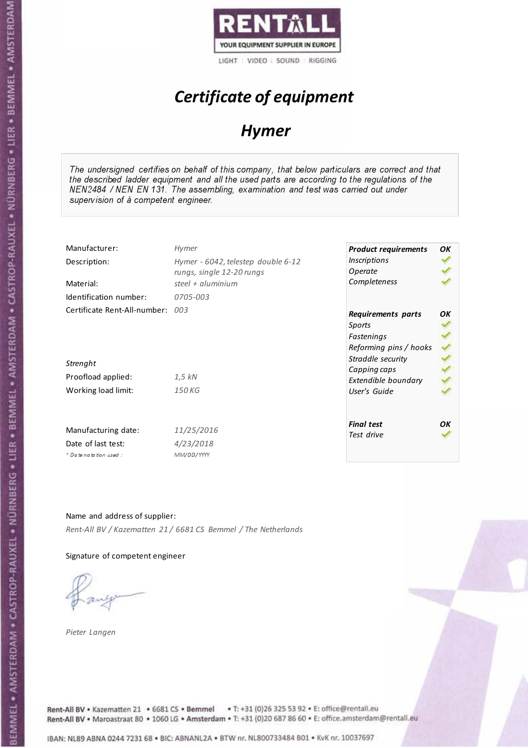RENTALL
YOUR EQUIPMENT SUPPLIER IN EUROPE
LIGHT | VIDEO | SOUND | RIGGING

# *Certificate of equipment*

## *Hymer*

*The undersigned certifies on behalf of this company, that below particulars are correct and that the described ladder equipment and all the used parts are according to the regulations of the NEN2484 / NEN EN 131. The assembling, examination and test was carried out under supervision of à competent engineer.*

| | |
|---|---|
| Manufacturer: | *Hymer* |
| Description: | *Hymer - 6042, telestep double 6-12 rungs, single 12-20 rungs* |
| Material: | *steel + aluminium* |
| Identification number: | *0705-003* |
| Certificate Rent-All-number: | *003* |

*Strenght*

| | |
|---|---|
| Proofload applied: | *1,5 kN* |
| Working load limit: | *150 KG* |

| | |
|---|---|
| Manufacturing date: | *11/25/2016* |
| Date of last test: | *4/23/2018* |
| *\* Date notation used :* | *MM/DD/YYYY* |

| ***Product requirements*** | ***OK*** |
|---|---|
| *Inscriptions* | ✓ |
| *Operate* | ✓ |
| *Completeness* | ✓ |

| ***Requirements parts*** | ***OK*** |
|---|---|
| *Sports* | ✓ |
| *Fastenings* | ✓ |
| *Reforming pins / hooks* | ✓ |
| *Straddle security* | ✓ |
| *Capping caps* | ✓ |
| *Extendible boundary* | ✓ |
| *User's Guide* | ✓ |

| ***Final test*** | ***OK*** |
|---|---|
| *Test drive* | ✓ |

Name and address of supplier:

*Rent-All BV / Kazematten 21 / 6681 CS Bemmel / The Netherlands*

Signature of competent engineer

*Pieter Langen*

Rent-All BV • Kazematten 21 • 6681 CS • **Bemmel** • T: +31 (0)26 325 53 92 • E: office@rentall.eu
Rent-All BV • Maroastraat 80 • 1060 LG • **Amsterdam** • T: +31 (0)20 687 86 60 • E: office.amsterdam@rentall.eu

IBAN: NL89 ABNA 0244 7231 68 • BIC: ABNANL2A • BTW nr. NL800733484 B01 • KvK nr. 10037697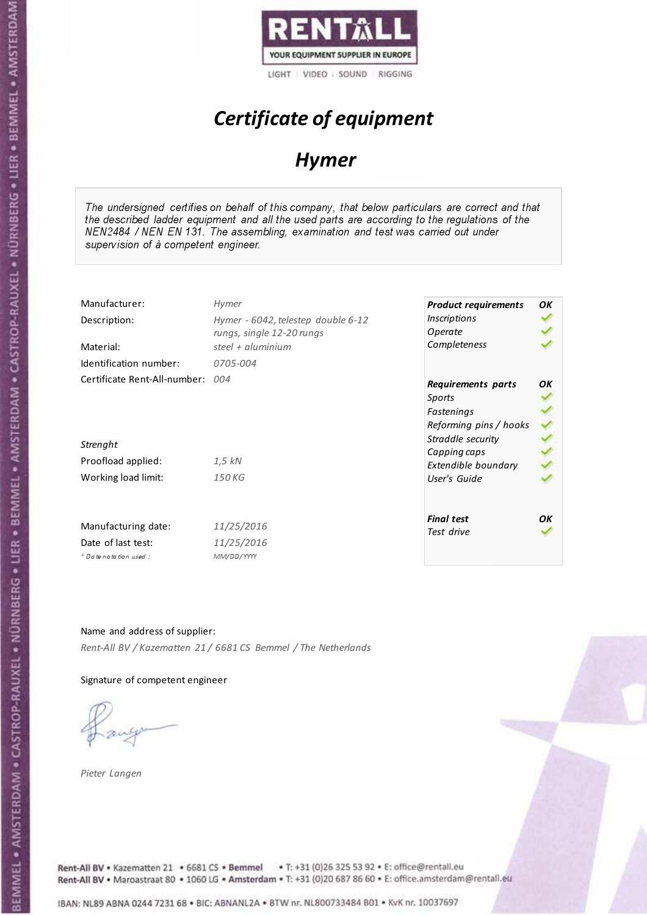RENTALL
YOUR EQUIPMENT SUPPLIER IN EUROPE
LIGHT | VIDEO | SOUND | RIGGING

# *Certificate of equipment*

## *Hymer*

*The undersigned certifies on behalf of this company, that below particulars are correct and that the described ladder equipment and all the used parts are according to the regulations of the NEN2484 / NEN EN 131. The assembling, examination and test was carried out under supervision of à competent engineer.*

| | |
|---|---|
| Manufacturer: | *Hymer* |
| Description: | *Hymer - 6042, telestep double 6-12 rungs, single 12-20 rungs* |
| Material: | *steel + aluminium* |
| Identification number: | *0705-004* |
| Certificate Rent-All-number: | *004* |
| *Strenght* | |
| Proofload applied: | *1,5 kN* |
| Working load limit: | *150 KG* |
| Manufacturing date: | *11/25/2016* |
| Date of last test: | *11/25/2016* |
| *\* Date notation used :* | *MM/DD/YYYY* |

| ***Product requirements*** | ***OK*** |
|---|---|
| *Inscriptions* | ✓ |
| *Operate* | ✓ |
| *Completeness* | ✓ |

| ***Requirements parts*** | ***OK*** |
|---|---|
| *Sports* | ✓ |
| *Fastenings* | ✓ |
| *Reforming pins / hooks* | ✓ |
| *Straddle security* | ✓ |
| *Capping caps* | ✓ |
| *Extendible boundary* | ✓ |
| *User's Guide* | ✓ |

| ***Final test*** | ***OK*** |
|---|---|
| *Test drive* | ✓ |

Name and address of supplier:

*Rent-All BV / Kazematten 21 / 6681 CS Bemmel / The Netherlands*

Signature of competent engineer

*Pieter Langen*

Rent-All BV • Kazematten 21 • 6681 CS • **Bemmel** • T: +31 (0)26 325 53 92 • E: office@rentall.eu
Rent-All BV • Maroastraat 80 • 1060 LG • **Amsterdam** • T: +31 (0)20 687 86 60 • E: office.amsterdam@rentall.eu

IBAN: NL89 ABNA 0244 7231 68 • BIC: ABNANL2A • BTW nr. NL800733484 B01 • KvK nr. 10037697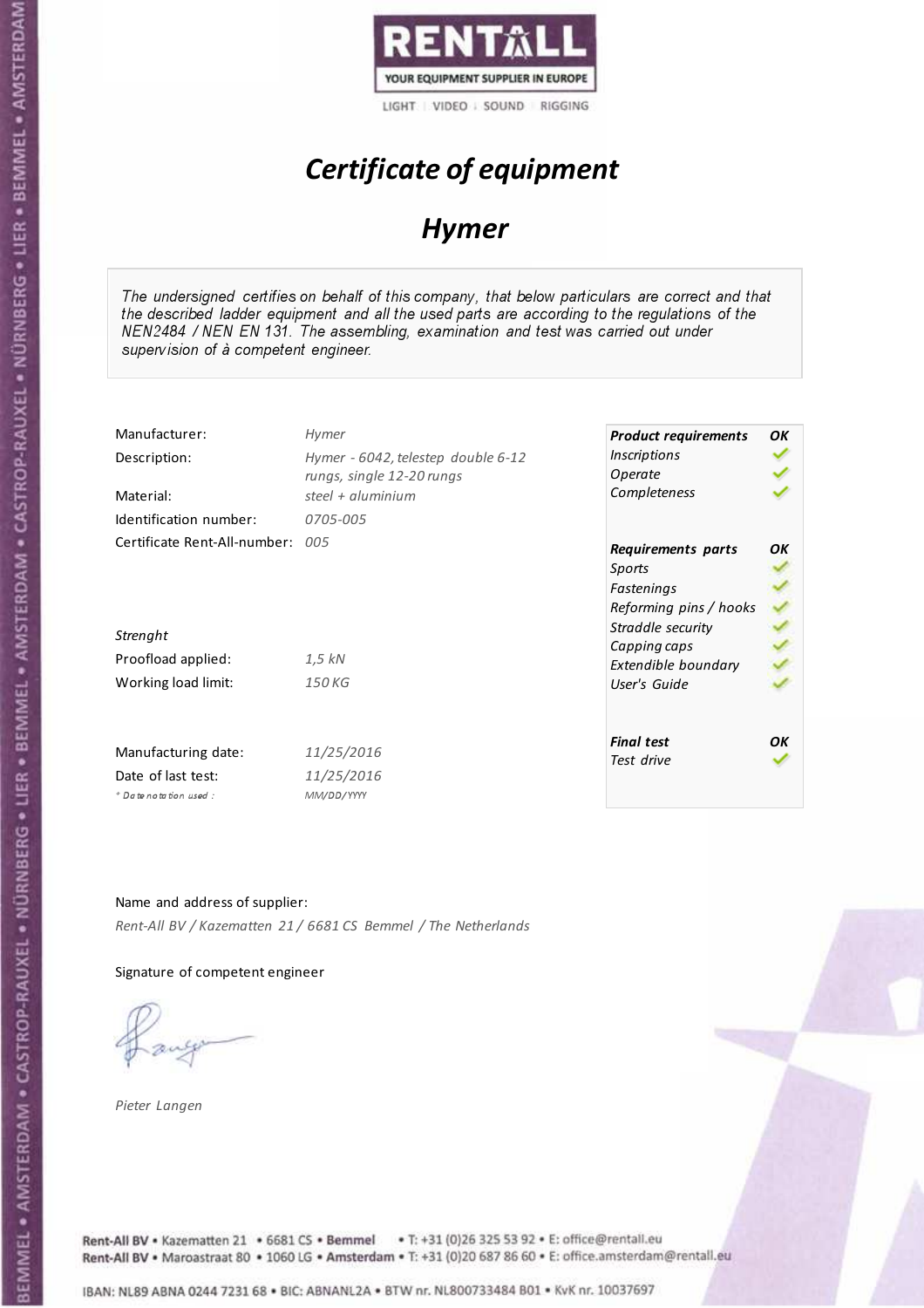RENTALL
YOUR EQUIPMENT SUPPLIER IN EUROPE
LIGHT | VIDEO | SOUND | RIGGING

# *Certificate of equipment*

## *Hymer*

*The undersigned certifies on behalf of this company, that below particulars are correct and that the described ladder equipment and all the used parts are according to the regulations of the NEN2484 / NEN EN 131. The assembling, examination and test was carried out under supervision of à competent engineer.*

| | |
|---|---|
| Manufacturer: | *Hymer* |
| Description: | *Hymer - 6042, telestep double 6-12 rungs, single 12-20 rungs* |
| Material: | *steel + aluminium* |
| Identification number: | *0705-005* |
| Certificate Rent-All-number: | *005* |

*Strenght*

| | |
|---|---|
| Proofload applied: | *1,5 kN* |
| Working load limit: | *150 KG* |

| | |
|---|---|
| Manufacturing date: | *11/25/2016* |
| Date of last test: | *11/25/2016* |
| *\* Date notation used :* | *MM/DD/YYYY* |

| ***Product requirements*** | ***OK*** |
|---|---|
| *Inscriptions* | ✓ |
| *Operate* | ✓ |
| *Completeness* | ✓ |

| ***Requirements parts*** | ***OK*** |
|---|---|
| *Sports* | ✓ |
| *Fastenings* | ✓ |
| *Reforming pins / hooks* | ✓ |
| *Straddle security* | ✓ |
| *Capping caps* | ✓ |
| *Extendible boundary* | ✓ |
| *User's Guide* | ✓ |

| ***Final test*** | ***OK*** |
|---|---|
| *Test drive* | ✓ |

Name and address of supplier:

*Rent-All BV / Kazematten 21 / 6681 CS Bemmel / The Netherlands*

Signature of competent engineer

*Pieter Langen*

Rent-All BV • Kazematten 21 • 6681 CS • **Bemmel** • T: +31 (0)26 325 53 92 • E: office@rentall.eu
Rent-All BV • Maroastraat 80 • 1060 LG • **Amsterdam** • T: +31 (0)20 687 86 60 • E: office.amsterdam@rentall.eu

IBAN: NL89 ABNA 0244 7231 68 • BIC: ABNANL2A • BTW nr. NL800733484 B01 • KvK nr. 10037697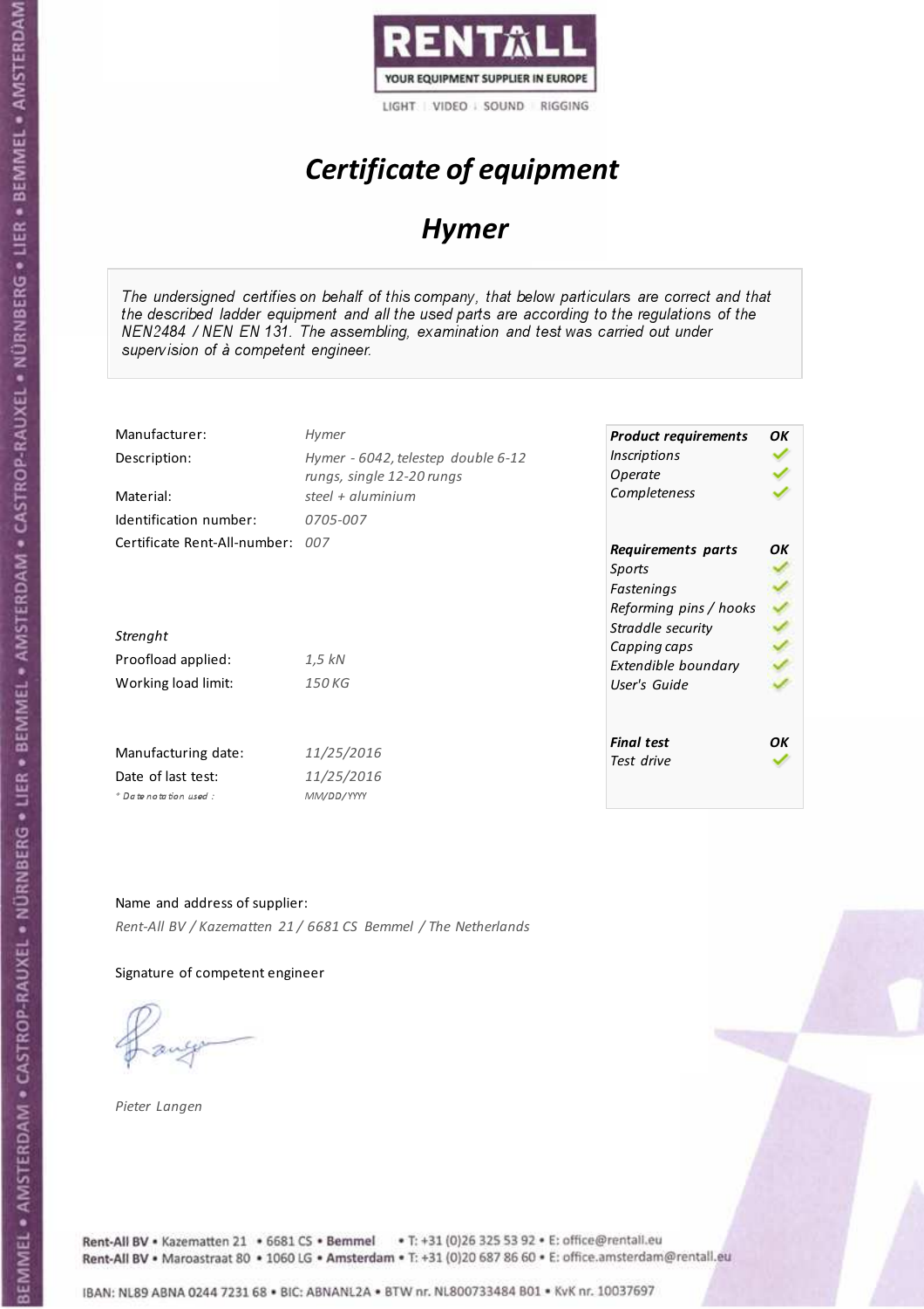RENTALL
YOUR EQUIPMENT SUPPLIER IN EUROPE
LIGHT | VIDEO | SOUND | RIGGING

# *Certificate of equipment*

## *Hymer*

*The undersigned certifies on behalf of this company, that below particulars are correct and that the described ladder equipment and all the used parts are according to the regulations of the NEN2484 / NEN EN 131. The assembling, examination and test was carried out under supervision of à competent engineer.*

| | |
|---|---|
| Manufacturer: | *Hymer* |
| Description: | *Hymer - 6042, telestep double 6-12 rungs, single 12-20 rungs* |
| Material: | *steel + aluminium* |
| Identification number: | *0705-007* |
| Certificate Rent-All-number: | *007* |

*Strenght*

| | |
|---|---|
| Proofload applied: | *1,5 kN* |
| Working load limit: | *150 KG* |

| | |
|---|---|
| Manufacturing date: | *11/25/2016* |
| Date of last test: | *11/25/2016* |
| *\* Date notation used :* | *MM/DD/YYYY* |

| ***Product requirements*** | ***OK*** |
|---|---|
| *Inscriptions* | ✓ |
| *Operate* | ✓ |
| *Completeness* | ✓ |
| ***Requirements parts*** | ***OK*** |
| *Sports* | ✓ |
| *Fastenings* | ✓ |
| *Reforming pins / hooks* | ✓ |
| *Straddle security* | ✓ |
| *Capping caps* | ✓ |
| *Extendible boundary* | ✓ |
| *User's Guide* | ✓ |
| ***Final test*** | ***OK*** |
| *Test drive* | ✓ |

Name and address of supplier:

*Rent-All BV / Kazematten 21 / 6681 CS Bemmel / The Netherlands*

Signature of competent engineer

*Pieter Langen*

Rent-All BV • Kazematten 21 • 6681 CS • **Bemmel** • T: +31 (0)26 325 53 92 • E: office@rentall.eu
Rent-All BV • Maroastraat 80 • 1060 LG • **Amsterdam** • T: +31 (0)20 687 86 60 • E: office.amsterdam@rentall.eu

IBAN: NL89 ABNA 0244 7231 68 • BIC: ABNANL2A • BTW nr. NL800733484 B01 • KvK nr. 10037697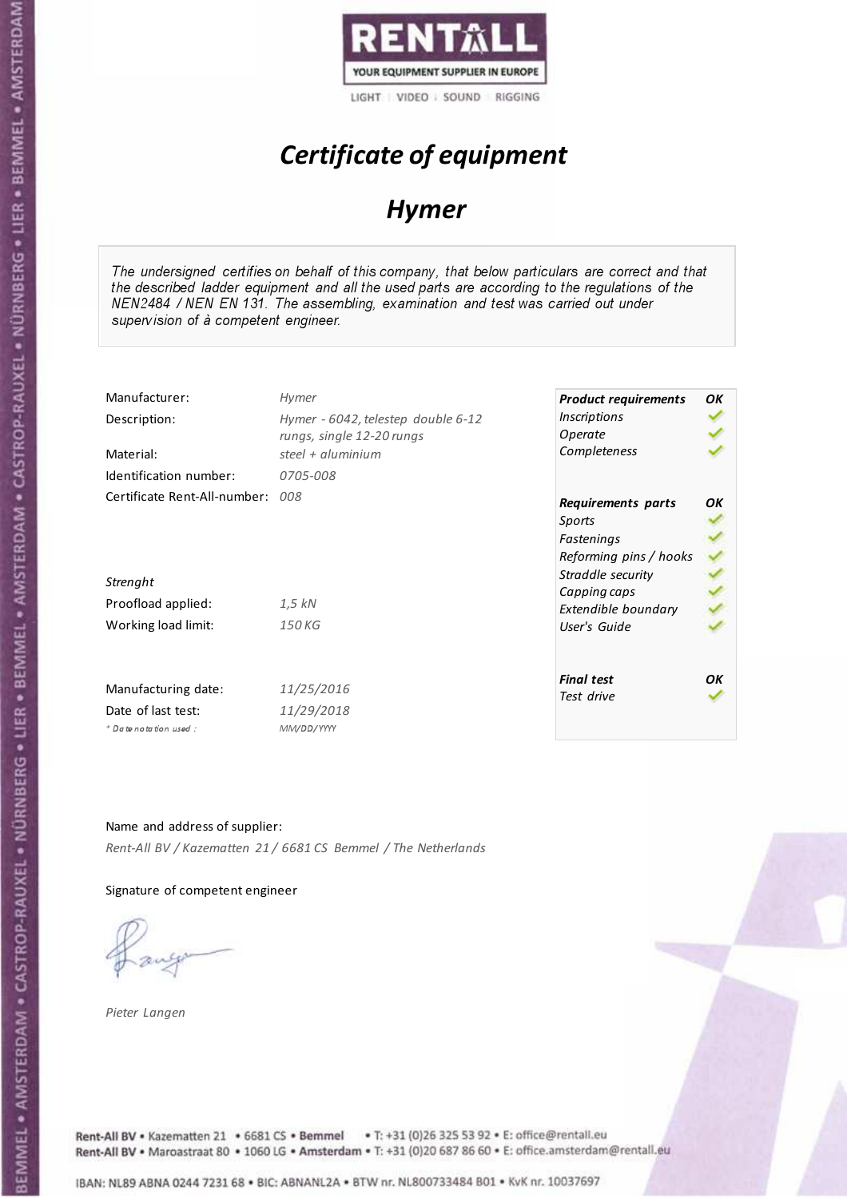RENTALL
YOUR EQUIPMENT SUPPLIER IN EUROPE
LIGHT | VIDEO | SOUND | RIGGING

# *Certificate of equipment*

## *Hymer*

*The undersigned certifies on behalf of this company, that below particulars are correct and that the described ladder equipment and all the used parts are according to the regulations of the NEN2484 / NEN EN 131. The assembling, examination and test was carried out under supervision of à competent engineer.*

| | |
|---|---|
| Manufacturer: | *Hymer* |
| Description: | *Hymer - 6042, telestep double 6-12 rungs, single 12-20 rungs* |
| Material: | *steel + aluminium* |
| Identification number: | *0705-008* |
| Certificate Rent-All-number: | *008* |

*Strenght*

| | |
|---|---|
| Proofload applied: | *1,5 kN* |
| Working load limit: | *150 KG* |

| | |
|---|---|
| Manufacturing date: | *11/25/2016* |
| Date of last test: | *11/29/2018* |
| *\* Date notation used :* | *MM/DD/YYYY* |

| ***Product requirements*** | ***OK*** |
|---|---|
| *Inscriptions* | ✓ |
| *Operate* | ✓ |
| *Completeness* | ✓ |

| ***Requirements parts*** | ***OK*** |
|---|---|
| *Sports* | ✓ |
| *Fastenings* | ✓ |
| *Reforming pins / hooks* | ✓ |
| *Straddle security* | ✓ |
| *Capping caps* | ✓ |
| *Extendible boundary* | ✓ |
| *User's Guide* | ✓ |

| ***Final test*** | ***OK*** |
|---|---|
| *Test drive* | ✓ |

Name and address of supplier:

*Rent-All BV / Kazematten 21 / 6681 CS Bemmel / The Netherlands*

Signature of competent engineer

*Pieter Langen*

Rent-All BV • Kazematten 21 • 6681 CS • **Bemmel** • T: +31 (0)26 325 53 92 • E: office@rentall.eu
Rent-All BV • Maroastraat 80 • 1060 LG • **Amsterdam** • T: +31 (0)20 687 86 60 • E: office.amsterdam@rentall.eu

IBAN: NL89 ABNA 0244 7231 68 • BIC: ABNANL2A • BTW nr. NL800733484 B01 • KvK nr. 10037697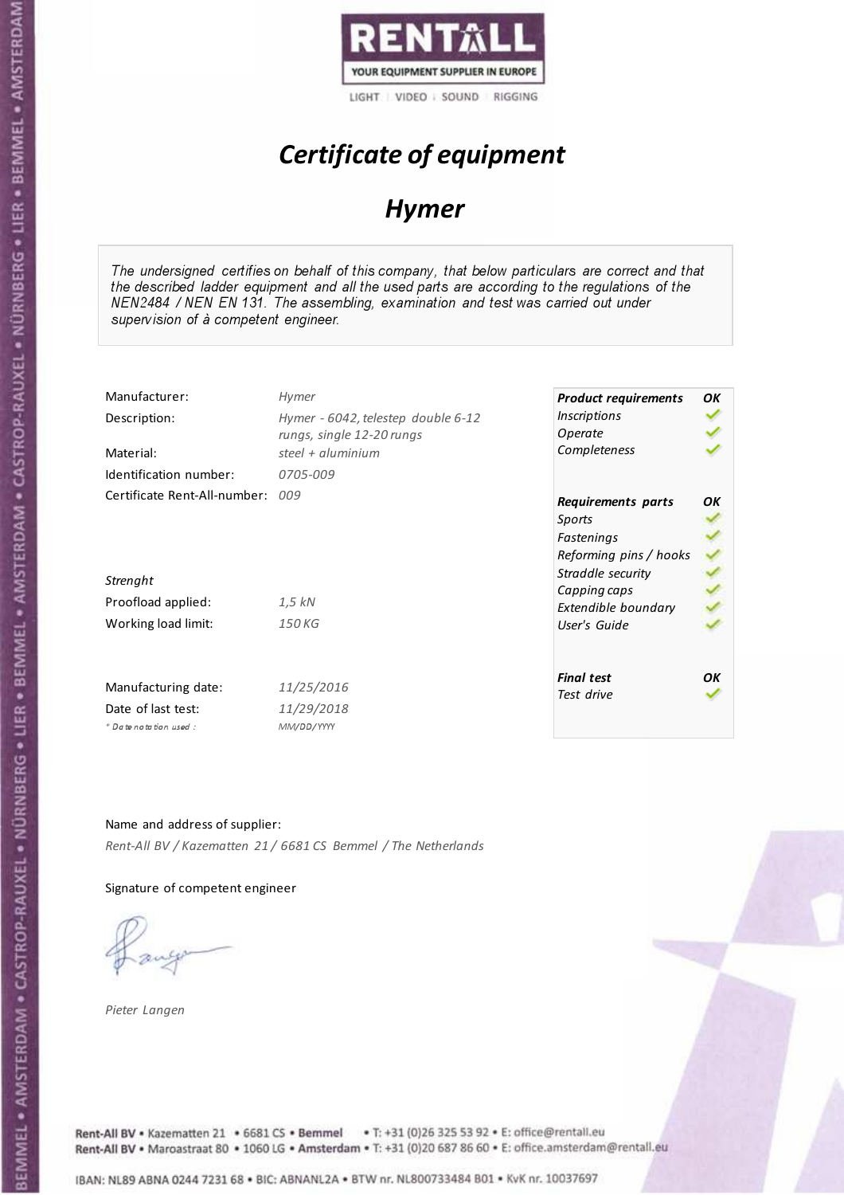RENTALL

YOUR EQUIPMENT SUPPLIER IN EUROPE

LIGHT | VIDEO | SOUND | RIGGING

# *Certificate of equipment*

## *Hymer*

*The undersigned certifies on behalf of this company, that below particulars are correct and that the described ladder equipment and all the used parts are according to the regulations of the NEN2484 / NEN EN 131. The assembling, examination and test was carried out under supervision of à competent engineer.*

| | |
|---|---|
| Manufacturer: | *Hymer* |
| Description: | *Hymer - 6042, telestep double 6-12 rungs, single 12-20 rungs* |
| Material: | *steel + aluminium* |
| Identification number: | *0705-009* |
| Certificate Rent-All-number: | *009* |

*Strenght*

| | |
|---|---|
| Proofload applied: | *1,5 kN* |
| Working load limit: | *150 KG* |

| | |
|---|---|
| Manufacturing date: | *11/25/2016* |
| Date of last test: | *11/29/2018* |
| *\* Date notation used :* | *MM/DD/YYYY* |

| ***Product requirements*** | ***OK*** |
|---|---|
| *Inscriptions* | ✓ |
| *Operate* | ✓ |
| *Completeness* | ✓ |

| ***Requirements parts*** | ***OK*** |
|---|---|
| *Sports* | ✓ |
| *Fastenings* | ✓ |
| *Reforming pins / hooks* | ✓ |
| *Straddle security* | ✓ |
| *Capping caps* | ✓ |
| *Extendible boundary* | ✓ |
| *User's Guide* | ✓ |

| ***Final test*** | ***OK*** |
|---|---|
| *Test drive* | ✓ |

Name and address of supplier:

*Rent-All BV / Kazematten 21 / 6681 CS Bemmel / The Netherlands*

Signature of competent engineer

*Pieter Langen*

Rent-All BV • Kazematten 21 • 6681 CS • **Bemmel** • T: +31 (0)26 325 53 92 • E: office@rentall.eu
Rent-All BV • Maroastraat 80 • 1060 LG • **Amsterdam** • T: +31 (0)20 687 86 60 • E: office.amsterdam@rentall.eu

IBAN: NL89 ABNA 0244 7231 68 • BIC: ABNANL2A • BTW nr. NL800733484 B01 • KvK nr. 10037697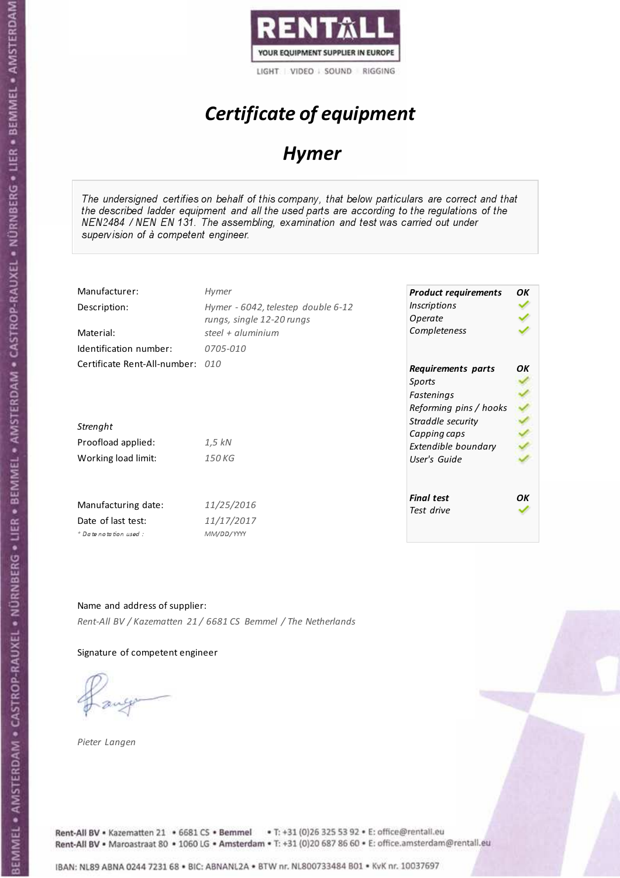RENTALL
YOUR EQUIPMENT SUPPLIER IN EUROPE
LIGHT | VIDEO | SOUND | RIGGING

# *Certificate of equipment*

## *Hymer*

*The undersigned certifies on behalf of this company, that below particulars are correct and that the described ladder equipment and all the used parts are according to the regulations of the NEN2484 / NEN EN 131. The assembling, examination and test was carried out under supervision of à competent engineer.*

| | |
|---|---|
| Manufacturer: | *Hymer* |
| Description: | *Hymer - 6042, telestep double 6-12 rungs, single 12-20 rungs* |
| Material: | *steel + aluminium* |
| Identification number: | *0705-010* |
| Certificate Rent-All-number: | *010* |

*Strenght*

| | |
|---|---|
| Proofload applied: | *1,5 kN* |
| Working load limit: | *150 KG* |

| | |
|---|---|
| Manufacturing date: | *11/25/2016* |
| Date of last test: | *11/17/2017* |
| *\* Date notation used :* | *MM/DD/YYYY* |

| ***Product requirements*** | ***OK*** |
|---|---|
| *Inscriptions* | ✓ |
| *Operate* | ✓ |
| *Completeness* | ✓ |

| ***Requirements parts*** | ***OK*** |
|---|---|
| *Sports* | ✓ |
| *Fastenings* | ✓ |
| *Reforming pins / hooks* | ✓ |
| *Straddle security* | ✓ |
| *Capping caps* | ✓ |
| *Extendible boundary* | ✓ |
| *User's Guide* | ✓ |

| ***Final test*** | ***OK*** |
|---|---|
| *Test drive* | ✓ |

Name and address of supplier:

*Rent-All BV / Kazematten 21 / 6681 CS Bemmel / The Netherlands*

Signature of competent engineer

*Pieter Langen*

Rent-All BV • Kazematten 21 • 6681 CS • **Bemmel** • T: +31 (0)26 325 53 92 • E: office@rentall.eu
Rent-All BV • Maroastraat 80 • 1060 LG • **Amsterdam** • T: +31 (0)20 687 86 60 • E: office.amsterdam@rentall.eu

IBAN: NL89 ABNA 0244 7231 68 • BIC: ABNANL2A • BTW nr. NL800733484 B01 • KvK nr. 10037697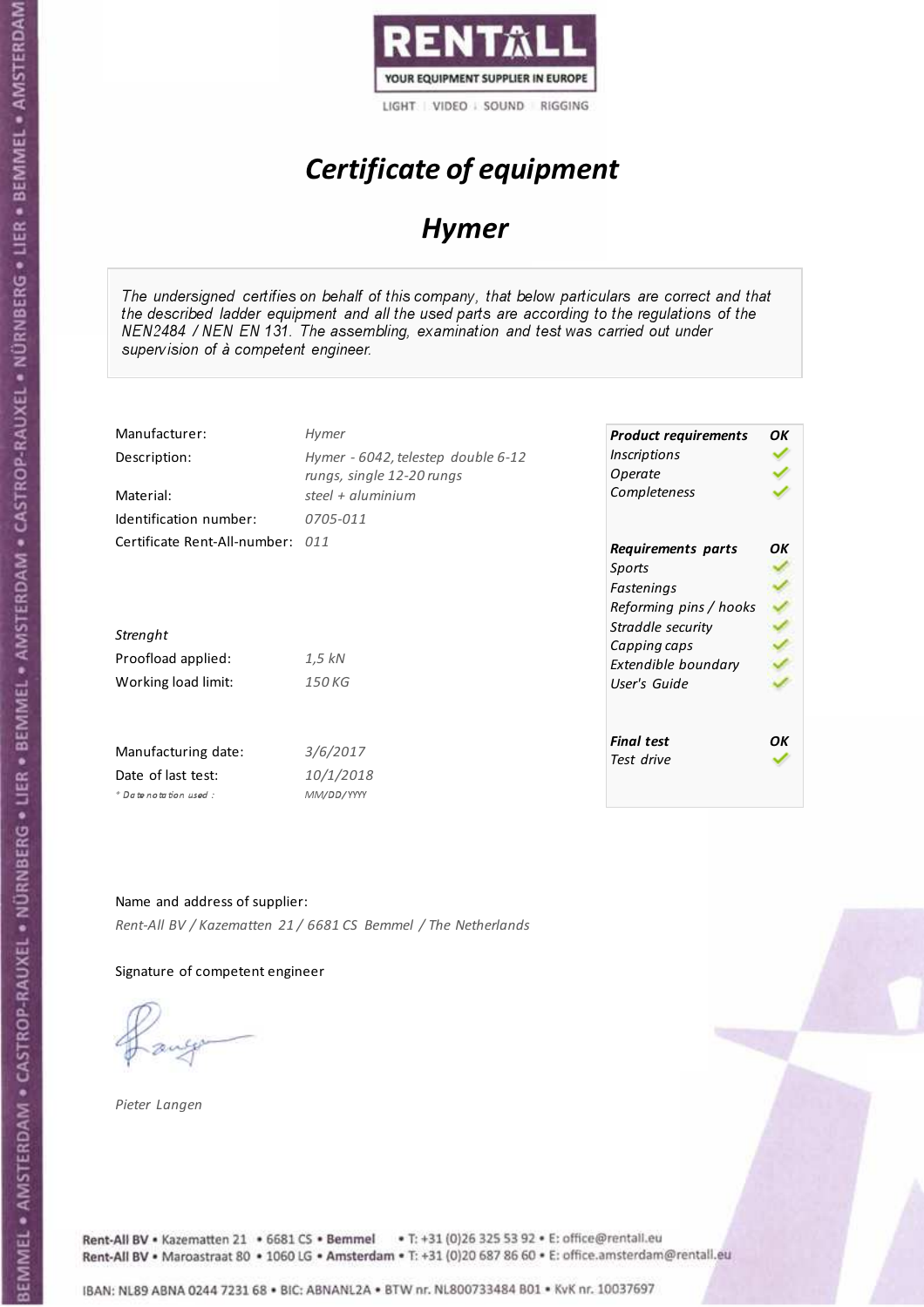RENTALL
YOUR EQUIPMENT SUPPLIER IN EUROPE
LIGHT | VIDEO | SOUND | RIGGING

# *Certificate of equipment*

## *Hymer*

*The undersigned certifies on behalf of this company, that below particulars are correct and that the described ladder equipment and all the used parts are according to the regulations of the NEN2484 / NEN EN 131. The assembling, examination and test was carried out under supervision of à competent engineer.*

| | |
|---|---|
| Manufacturer: | *Hymer* |
| Description: | *Hymer - 6042, telestep double 6-12 rungs, single 12-20 rungs* |
| Material: | *steel + aluminium* |
| Identification number: | *0705-011* |
| Certificate Rent-All-number: | *011* |
| *Strenght* | |
| Proofload applied: | *1,5 kN* |
| Working load limit: | *150 KG* |
| Manufacturing date: | *3/6/2017* |
| Date of last test: | *10/1/2018* |
| *\* Date notation used :* | *MM/DD/YYYY* |

| ***Product requirements*** | ***OK*** |
|---|---|
| *Inscriptions* | ✓ |
| *Operate* | ✓ |
| *Completeness* | ✓ |

| ***Requirements parts*** | ***OK*** |
|---|---|
| *Sports* | ✓ |
| *Fastenings* | ✓ |
| *Reforming pins / hooks* | ✓ |
| *Straddle security* | ✓ |
| *Capping caps* | ✓ |
| *Extendible boundary* | ✓ |
| *User's Guide* | ✓ |

| ***Final test*** | ***OK*** |
|---|---|
| *Test drive* | ✓ |

Name and address of supplier:

*Rent-All BV / Kazematten 21 / 6681 CS Bemmel / The Netherlands*

Signature of competent engineer

*Pieter Langen*

Rent-All BV • Kazematten 21 • 6681 CS • **Bemmel** • T: +31 (0)26 325 53 92 • E: office@rentall.eu
Rent-All BV • Maroastraat 80 • 1060 LG • **Amsterdam** • T: +31 (0)20 687 86 60 • E: office.amsterdam@rentall.eu

IBAN: NL89 ABNA 0244 7231 68 • BIC: ABNANL2A • BTW nr. NL800733484 B01 • KvK nr. 10037697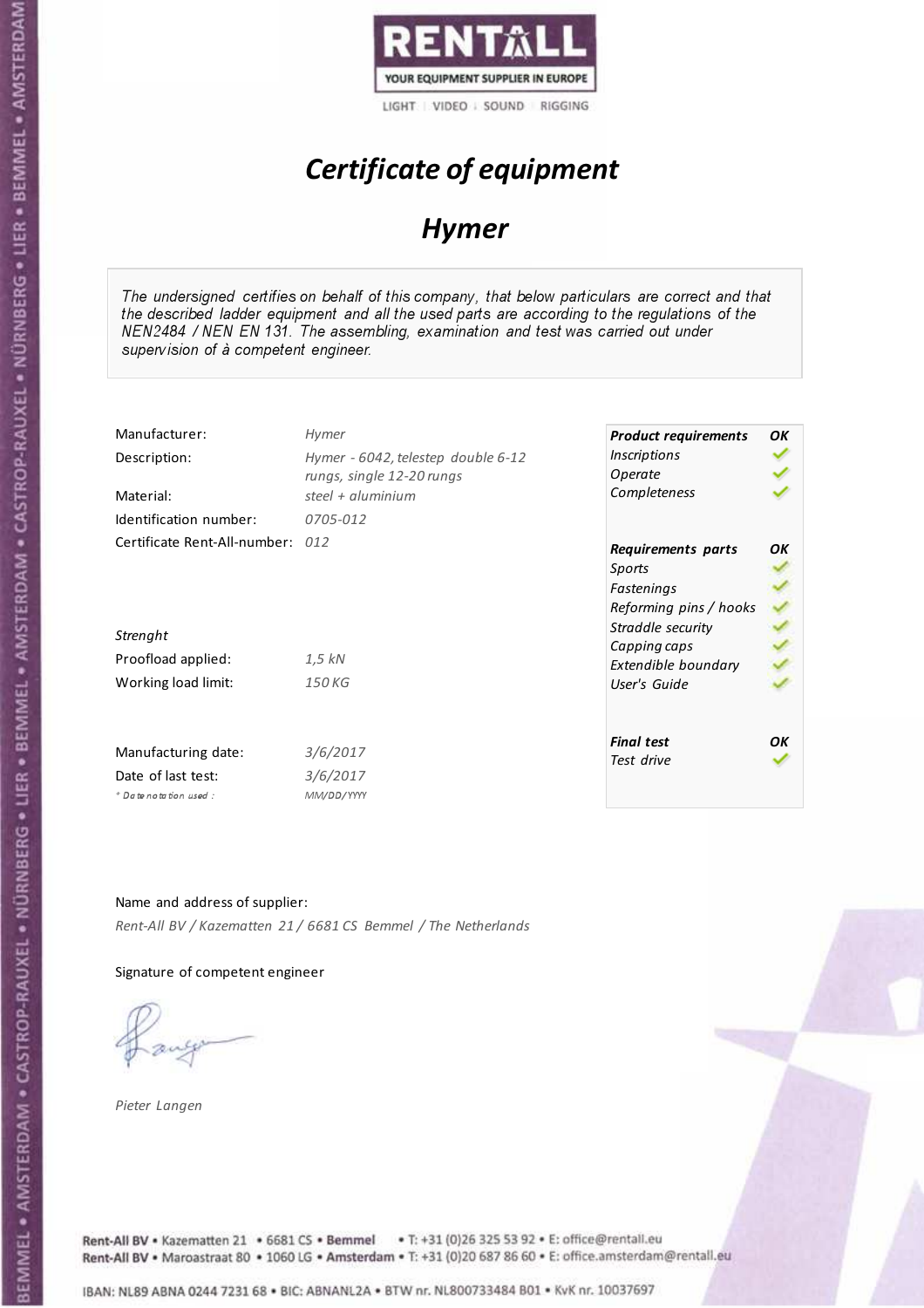RENTALL
YOUR EQUIPMENT SUPPLIER IN EUROPE
LIGHT | VIDEO | SOUND | RIGGING

# *Certificate of equipment*

## *Hymer*

*The undersigned certifies on behalf of this company, that below particulars are correct and that the described ladder equipment and all the used parts are according to the regulations of the NEN2484 / NEN EN 131. The assembling, examination and test was carried out under supervision of à competent engineer.*

| | |
|---|---|
| Manufacturer: | *Hymer* |
| Description: | *Hymer - 6042, telestep double 6-12 rungs, single 12-20 rungs* |
| Material: | *steel + aluminium* |
| Identification number: | *0705-012* |
| Certificate Rent-All-number: | *012* |
| *Strenght* | |
| Proofload applied: | *1,5 kN* |
| Working load limit: | *150 KG* |
| Manufacturing date: | *3/6/2017* |
| Date of last test: | *3/6/2017* |
| *\* Date notation used :* | *MM/DD/YYYY* |

| ***Product requirements*** | ***OK*** |
|---|---|
| *Inscriptions* | ✓ |
| *Operate* | ✓ |
| *Completeness* | ✓ |
| ***Requirements parts*** | ***OK*** |
| *Sports* | ✓ |
| *Fastenings* | ✓ |
| *Reforming pins / hooks* | ✓ |
| *Straddle security* | ✓ |
| *Capping caps* | ✓ |
| *Extendible boundary* | ✓ |
| *User's Guide* | ✓ |
| ***Final test*** | ***OK*** |
| *Test drive* | ✓ |

Name and address of supplier:

*Rent-All BV / Kazematten 21 / 6681 CS Bemmel / The Netherlands*

Signature of competent engineer

*Pieter Langen*

Rent-All BV • Kazematten 21 • 6681 CS • **Bemmel** • T: +31 (0)26 325 53 92 • E: office@rentall.eu
Rent-All BV • Maroastraat 80 • 1060 LG • **Amsterdam** • T: +31 (0)20 687 86 60 • E: office.amsterdam@rentall.eu

IBAN: NL89 ABNA 0244 7231 68 • BIC: ABNANL2A • BTW nr. NL800733484 B01 • KvK nr. 10037697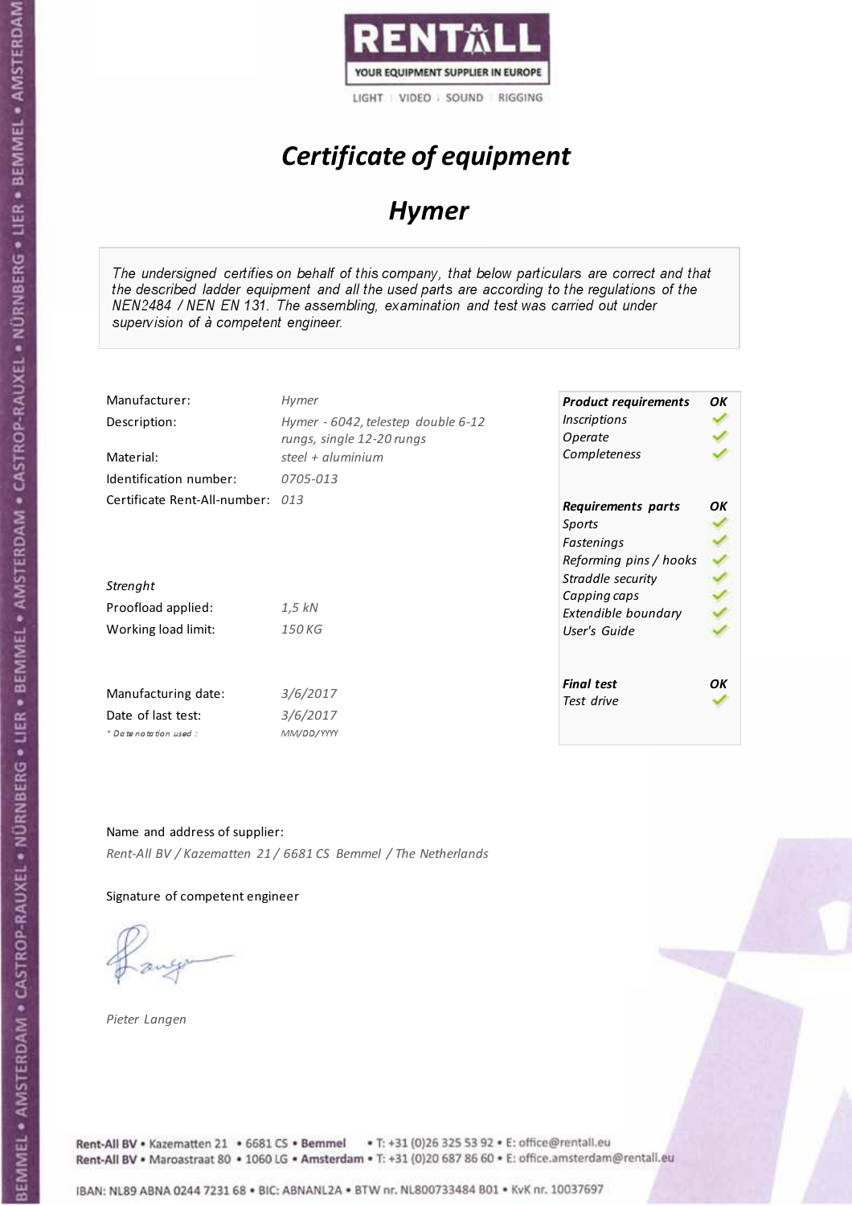RENTALL
YOUR EQUIPMENT SUPPLIER IN EUROPE
LIGHT | VIDEO | SOUND | RIGGING

# *Certificate of equipment*

## *Hymer*

*The undersigned certifies on behalf of this company, that below particulars are correct and that the described ladder equipment and all the used parts are according to the regulations of the NEN2484 / NEN EN 131. The assembling, examination and test was carried out under supervision of à competent engineer.*

| | |
|---|---|
| Manufacturer: | *Hymer* |
| Description: | *Hymer - 6042, telestep double 6-12 rungs, single 12-20 rungs* |
| Material: | *steel + aluminium* |
| Identification number: | *0705-013* |
| Certificate Rent-All-number: | *013* |
| *Strenght* | |
| Proofload applied: | *1,5 kN* |
| Working load limit: | *150 KG* |
| Manufacturing date: | *3/6/2017* |
| Date of last test: | *3/6/2017* |
| *\* Date notation used :* | *MM/DD/YYYY* |

| ***Product requirements*** | ***OK*** |
|---|---|
| *Inscriptions* | ✓ |
| *Operate* | ✓ |
| *Completeness* | ✓ |
| ***Requirements parts*** | ***OK*** |
| *Sports* | ✓ |
| *Fastenings* | ✓ |
| *Reforming pins / hooks* | ✓ |
| *Straddle security* | ✓ |
| *Capping caps* | ✓ |
| *Extendible boundary* | ✓ |
| *User's Guide* | ✓ |
| ***Final test*** | ***OK*** |
| *Test drive* | ✓ |

Name and address of supplier:

*Rent-All BV / Kazematten 21 / 6681 CS Bemmel / The Netherlands*

Signature of competent engineer

*Pieter Langen*

Rent-All BV • Kazematten 21 • 6681 CS • **Bemmel** • T: +31 (0)26 325 53 92 • E: office@rentall.eu
Rent-All BV • Maroastraat 80 • 1060 LG • **Amsterdam** • T: +31 (0)20 687 86 60 • E: office.amsterdam@rentall.eu

IBAN: NL89 ABNA 0244 7231 68 • BIC: ABNANL2A • BTW nr. NL800733484 B01 • KvK nr. 10037697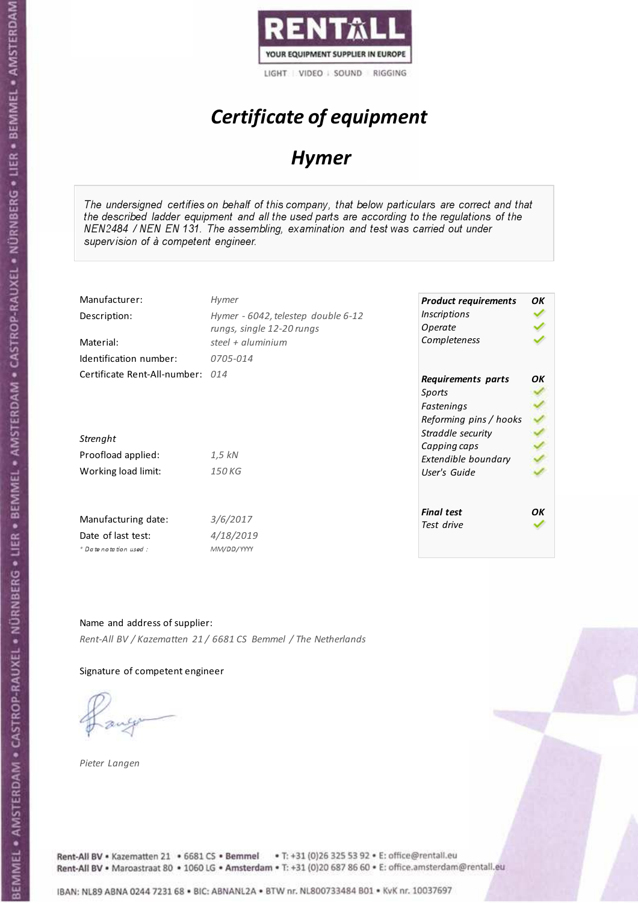RENTALL
YOUR EQUIPMENT SUPPLIER IN EUROPE
LIGHT | VIDEO | SOUND | RIGGING

# *Certificate of equipment*

## *Hymer*

*The undersigned certifies on behalf of this company, that below particulars are correct and that the described ladder equipment and all the used parts are according to the regulations of the NEN2484 / NEN EN 131. The assembling, examination and test was carried out under supervision of à competent engineer.*

| | |
|---|---|
| Manufacturer: | *Hymer* |
| Description: | *Hymer - 6042, telestep double 6-12 rungs, single 12-20 rungs* |
| Material: | *steel + aluminium* |
| Identification number: | *0705-014* |
| Certificate Rent-All-number: | *014* |

*Strenght*

| | |
|---|---|
| Proofload applied: | *1,5 kN* |
| Working load limit: | *150 KG* |

| | |
|---|---|
| Manufacturing date: | *3/6/2017* |
| Date of last test: | *4/18/2019* |
| *\* Date notation used :* | *MM/DD/YYYY* |

| ***Product requirements*** | ***OK*** |
|---|---|
| *Inscriptions* | ✓ |
| *Operate* | ✓ |
| *Completeness* | ✓ |

| ***Requirements parts*** | ***OK*** |
|---|---|
| *Sports* | ✓ |
| *Fastenings* | ✓ |
| *Reforming pins / hooks* | ✓ |
| *Straddle security* | ✓ |
| *Capping caps* | ✓ |
| *Extendible boundary* | ✓ |
| *User's Guide* | ✓ |

| ***Final test*** | ***OK*** |
|---|---|
| *Test drive* | ✓ |

Name and address of supplier:

*Rent-All BV / Kazematten 21 / 6681 CS Bemmel / The Netherlands*

Signature of competent engineer

*Pieter Langen*

Rent-All BV • Kazematten 21 • 6681 CS • **Bemmel** • T: +31 (0)26 325 53 92 • E: office@rentall.eu
Rent-All BV • Maroastraat 80 • 1060 LG • **Amsterdam** • T: +31 (0)20 687 86 60 • E: office.amsterdam@rentall.eu

IBAN: NL89 ABNA 0244 7231 68 • BIC: ABNANL2A • BTW nr. NL800733484 B01 • KvK nr. 10037697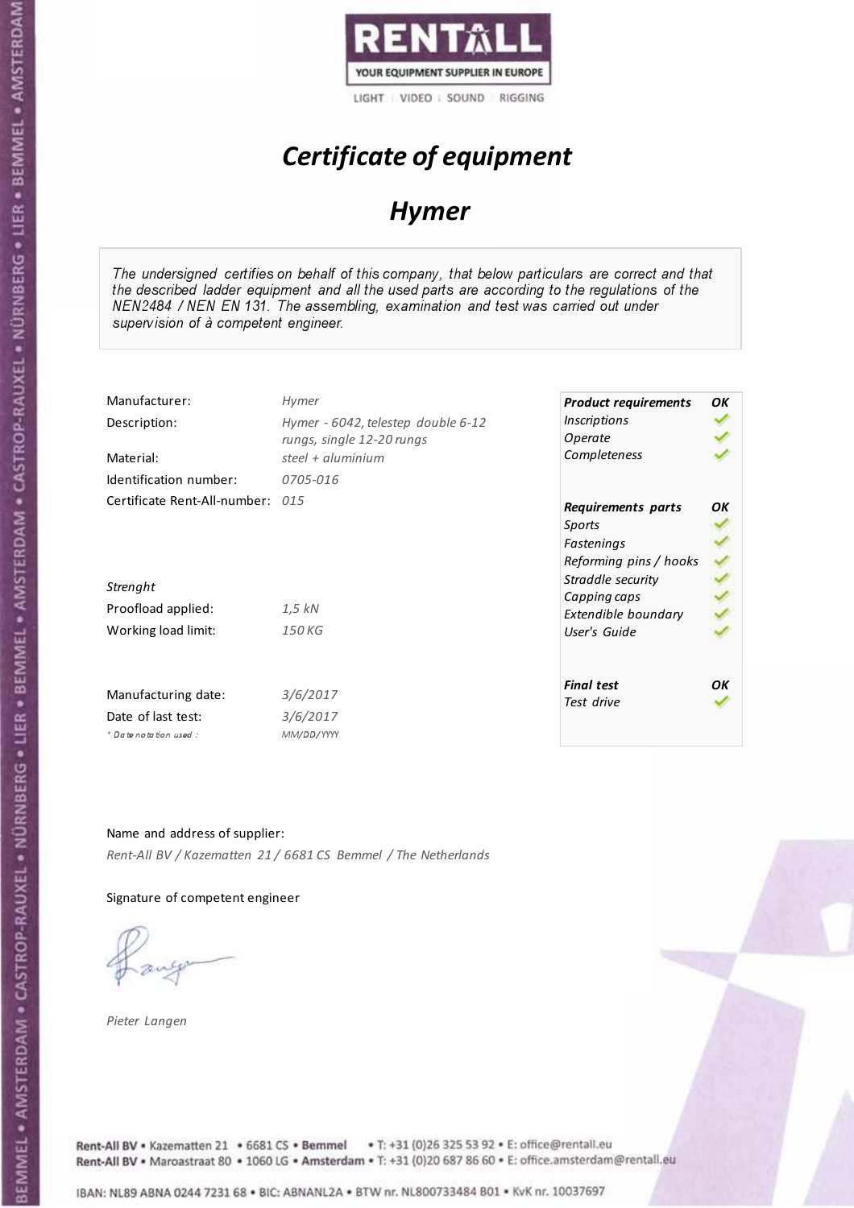RENTALL

YOUR EQUIPMENT SUPPLIER IN EUROPE

LIGHT | VIDEO | SOUND | RIGGING

# *Certificate of equipment*

## *Hymer*

*The undersigned certifies on behalf of this company, that below particulars are correct and that the described ladder equipment and all the used parts are according to the regulations of the NEN2484 / NEN EN 131. The assembling, examination and test was carried out under supervision of à competent engineer.*

| | |
|---|---|
| Manufacturer: | *Hymer* |
| Description: | *Hymer - 6042, telestep double 6-12 rungs, single 12-20 rungs* |
| Material: | *steel + aluminium* |
| Identification number: | *0705-016* |
| Certificate Rent-All-number: | *015* |

*Strenght*

| | |
|---|---|
| Proofload applied: | *1,5 kN* |
| Working load limit: | *150 KG* |

| | |
|---|---|
| Manufacturing date: | *3/6/2017* |
| Date of last test: | *3/6/2017* |
| *\* Date notation used :* | *MM/DD/YYYY* |

| ***Product requirements*** | ***OK*** |
|---|---|
| *Inscriptions* | ✓ |
| *Operate* | ✓ |
| *Completeness* | ✓ |

| ***Requirements parts*** | ***OK*** |
|---|---|
| *Sports* | ✓ |
| *Fastenings* | ✓ |
| *Reforming pins / hooks* | ✓ |
| *Straddle security* | ✓ |
| *Capping caps* | ✓ |
| *Extendible boundary* | ✓ |
| *User's Guide* | ✓ |

| ***Final test*** | ***OK*** |
|---|---|
| *Test drive* | ✓ |

Name and address of supplier:

*Rent-All BV / Kazematten 21 / 6681 CS Bemmel / The Netherlands*

Signature of competent engineer

*Pieter Langen*

Rent-All BV • Kazematten 21 • 6681 CS • **Bemmel** • T: +31 (0)26 325 53 92 • E: office@rentall.eu
Rent-All BV • Maroastraat 80 • 1060 LG • **Amsterdam** • T: +31 (0)20 687 86 60 • E: office.amsterdam@rentall.eu

IBAN: NL89 ABNA 0244 7231 68 • BIC: ABNANL2A • BTW nr. NL800733484 B01 • KvK nr. 10037697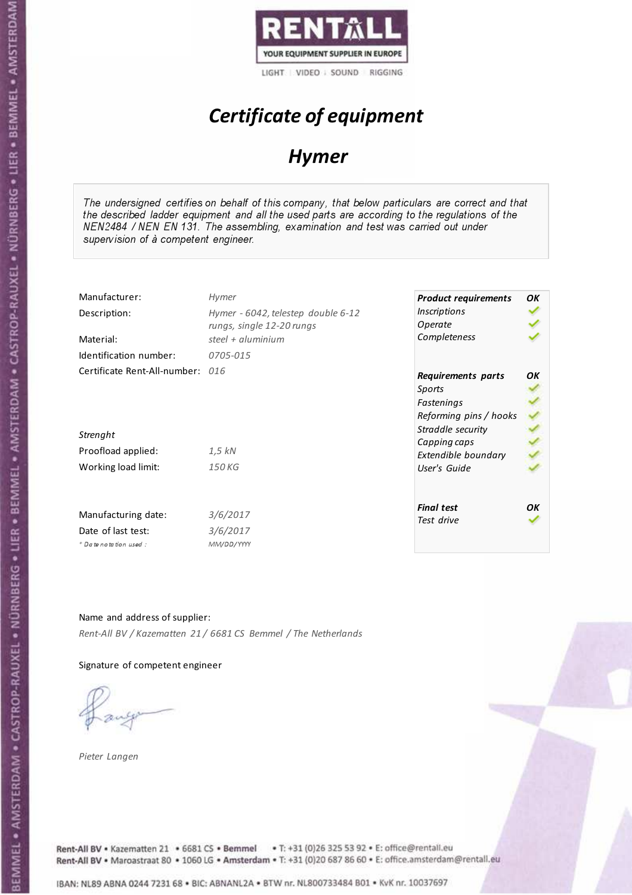RENTALL
YOUR EQUIPMENT SUPPLIER IN EUROPE
LIGHT | VIDEO | SOUND | RIGGING

# *Certificate of equipment*

## *Hymer*

*The undersigned certifies on behalf of this company, that below particulars are correct and that the described ladder equipment and all the used parts are according to the regulations of the NEN2484 / NEN EN 131. The assembling, examination and test was carried out under supervision of à competent engineer.*

| | |
|---|---|
| Manufacturer: | *Hymer* |
| Description: | *Hymer - 6042, telestep double 6-12 rungs, single 12-20 rungs* |
| Material: | *steel + aluminium* |
| Identification number: | *0705-015* |
| Certificate Rent-All-number: | *016* |
| *Strenght* | |
| Proofload applied: | *1,5 kN* |
| Working load limit: | *150 KG* |
| Manufacturing date: | *3/6/2017* |
| Date of last test: | *3/6/2017* |
| *\* Date notation used :* | *MM/DD/YYYY* |

| ***Product requirements*** | ***OK*** |
|---|---|
| *Inscriptions* | ✓ |
| *Operate* | ✓ |
| *Completeness* | ✓ |
| ***Requirements parts*** | ***OK*** |
| *Sports* | ✓ |
| *Fastenings* | ✓ |
| *Reforming pins / hooks* | ✓ |
| *Straddle security* | ✓ |
| *Capping caps* | ✓ |
| *Extendible boundary* | ✓ |
| *User's Guide* | ✓ |
| ***Final test*** | ***OK*** |
| *Test drive* | ✓ |

Name and address of supplier:

*Rent-All BV / Kazematten 21 / 6681 CS Bemmel / The Netherlands*

Signature of competent engineer

*Pieter Langen*

Rent-All BV • Kazematten 21 • 6681 CS • **Bemmel** • T: +31 (0)26 325 53 92 • E: office@rentall.eu
Rent-All BV • Maroastraat 80 • 1060 LG • **Amsterdam** • T: +31 (0)20 687 86 60 • E: office.amsterdam@rentall.eu

IBAN: NL89 ABNA 0244 7231 68 • BIC: ABNANL2A • BTW nr. NL800733484 B01 • KvK nr. 10037697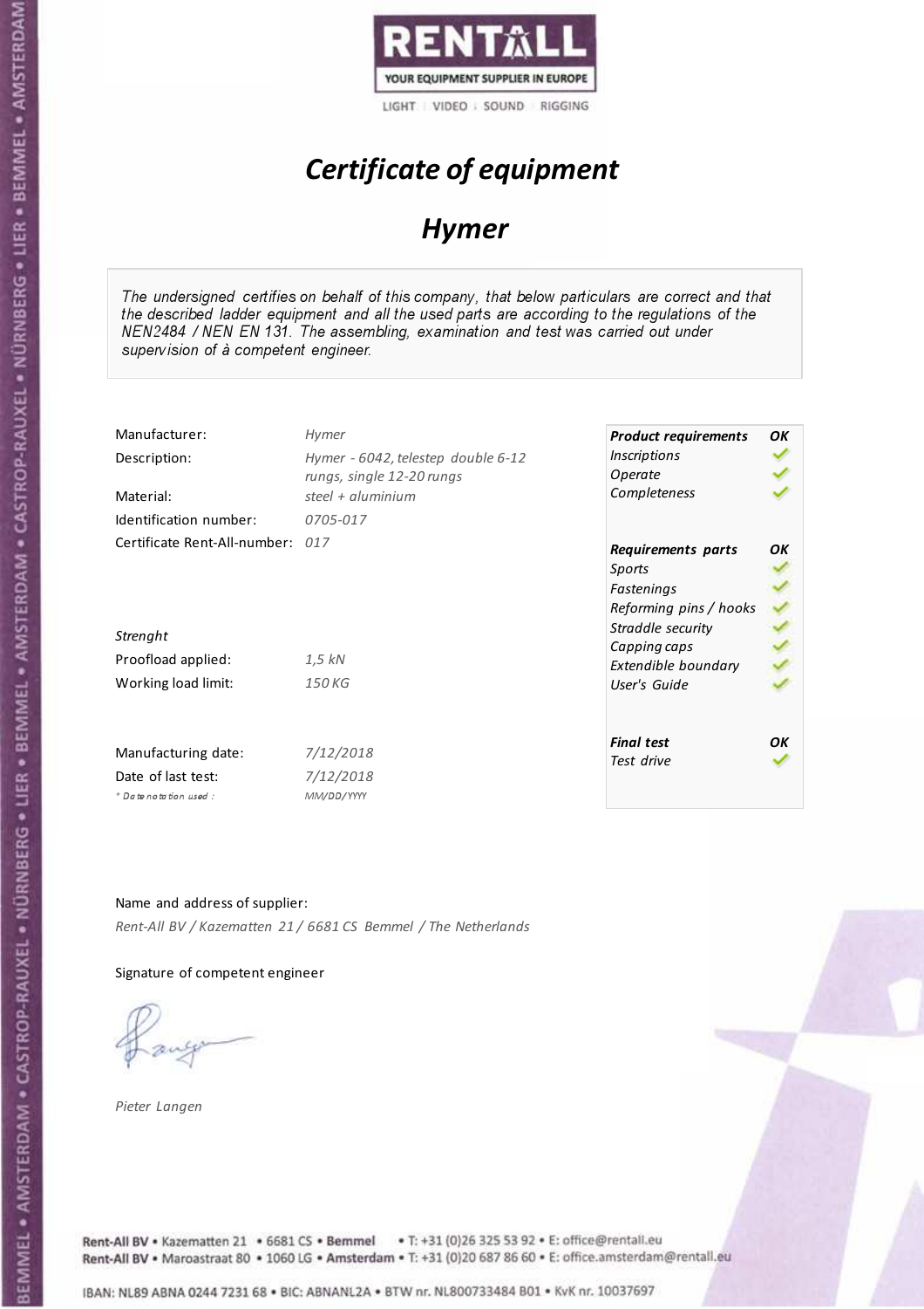RENTALL
YOUR EQUIPMENT SUPPLIER IN EUROPE
LIGHT | VIDEO | SOUND | RIGGING

# *Certificate of equipment*

## *Hymer*

*The undersigned certifies on behalf of this company, that below particulars are correct and that the described ladder equipment and all the used parts are according to the regulations of the NEN2484 / NEN EN 131. The assembling, examination and test was carried out under supervision of à competent engineer.*

| | |
|---|---|
| Manufacturer: | *Hymer* |
| Description: | *Hymer - 6042, telestep double 6-12 rungs, single 12-20 rungs* |
| Material: | *steel + aluminium* |
| Identification number: | *0705-017* |
| Certificate Rent-All-number: | *017* |
| *Strenght* | |
| Proofload applied: | *1,5 kN* |
| Working load limit: | *150 KG* |
| Manufacturing date: | *7/12/2018* |
| Date of last test: | *7/12/2018* |
| * *Date notation used :* | *MM/DD/YYYY* |

| ***Product requirements*** | ***OK*** |
|---|---|
| *Inscriptions* | ✓ |
| *Operate* | ✓ |
| *Completeness* | ✓ |
| ***Requirements parts*** | ***OK*** |
| *Sports* | ✓ |
| *Fastenings* | ✓ |
| *Reforming pins / hooks* | ✓ |
| *Straddle security* | ✓ |
| *Capping caps* | ✓ |
| *Extendible boundary* | ✓ |
| *User's Guide* | ✓ |
| ***Final test*** | ***OK*** |
| *Test drive* | ✓ |

Name and address of supplier:

*Rent-All BV / Kazematten 21 / 6681 CS Bemmel / The Netherlands*

Signature of competent engineer

*Pieter Langen*

Rent-All BV • Kazematten 21 • 6681 CS • **Bemmel** • T: +31 (0)26 325 53 92 • E: office@rentall.eu
Rent-All BV • Maroastraat 80 • 1060 LG • **Amsterdam** • T: +31 (0)20 687 86 60 • E: office.amsterdam@rentall.eu

IBAN: NL89 ABNA 0244 7231 68 • BIC: ABNANL2A • BTW nr. NL800733484 B01 • KvK nr. 10037697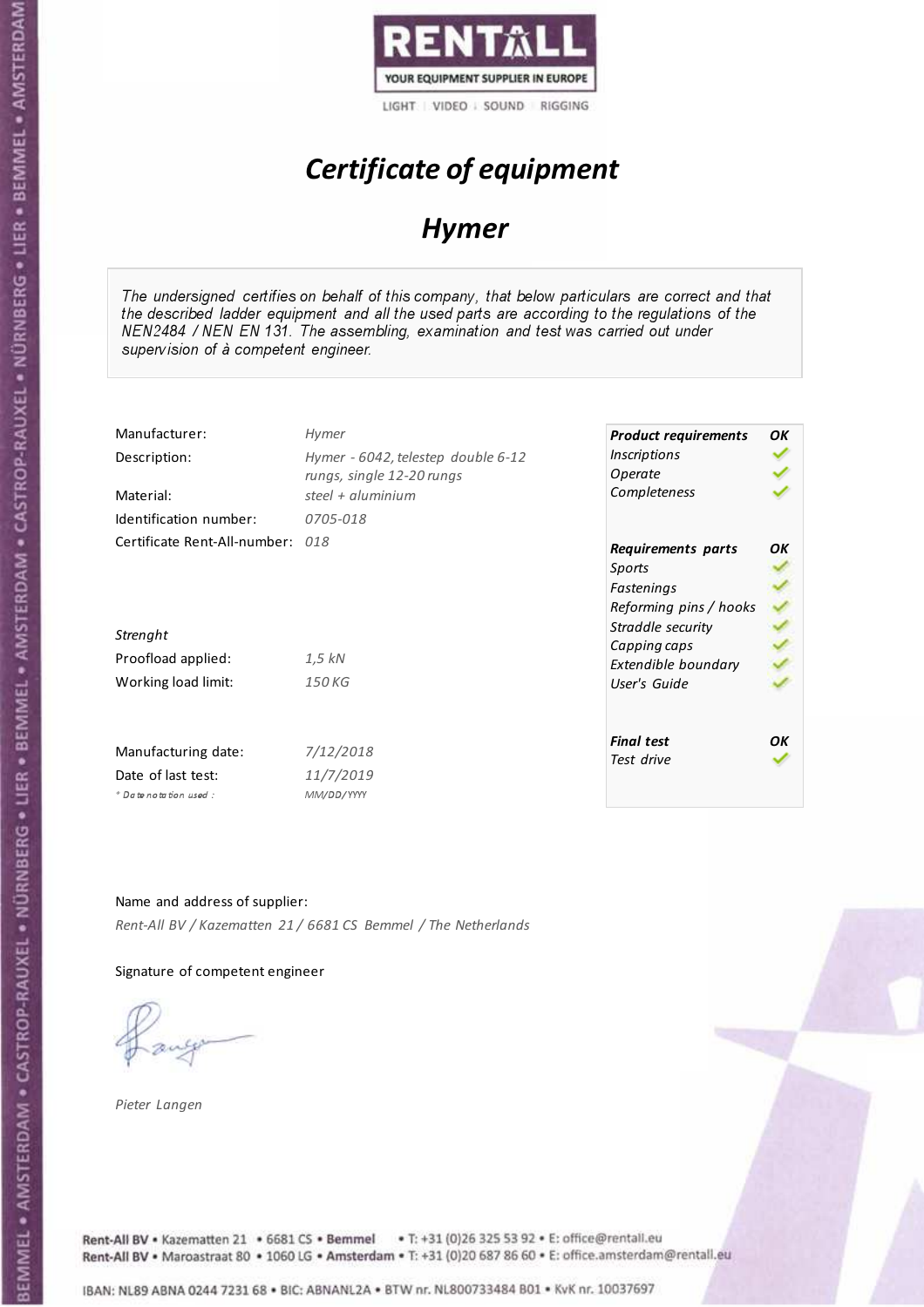RENTALL

YOUR EQUIPMENT SUPPLIER IN EUROPE

LIGHT | VIDEO | SOUND | RIGGING

# *Certificate of equipment*

## *Hymer*

*The undersigned certifies on behalf of this company, that below particulars are correct and that the described ladder equipment and all the used parts are according to the regulations of the NEN2484 / NEN EN 131. The assembling, examination and test was carried out under supervision of à competent engineer.*

| | |
|---|---|
| Manufacturer: | *Hymer* |
| Description: | *Hymer - 6042, telestep double 6-12 rungs, single 12-20 rungs* |
| Material: | *steel + aluminium* |
| Identification number: | *0705-018* |
| Certificate Rent-All-number: | *018* |
| *Strenght* | |
| Proofload applied: | *1,5 kN* |
| Working load limit: | *150 KG* |
| Manufacturing date: | *7/12/2018* |
| Date of last test: | *11/7/2019* |
| *\* Date notation used :* | *MM/DD/YYYY* |

| ***Product requirements*** | ***OK*** |
|---|---|
| *Inscriptions* | ✓ |
| *Operate* | ✓ |
| *Completeness* | ✓ |

| ***Requirements parts*** | ***OK*** |
|---|---|
| *Sports* | ✓ |
| *Fastenings* | ✓ |
| *Reforming pins / hooks* | ✓ |
| *Straddle security* | ✓ |
| *Capping caps* | ✓ |
| *Extendible boundary* | ✓ |
| *User's Guide* | ✓ |

| ***Final test*** | ***OK*** |
|---|---|
| *Test drive* | ✓ |

Name and address of supplier:

*Rent-All BV / Kazematten 21 / 6681 CS Bemmel / The Netherlands*

Signature of competent engineer

*Pieter Langen*

Rent-All BV • Kazematten 21 • 6681 CS • **Bemmel** • T: +31 (0)26 325 53 92 • E: office@rentall.eu
Rent-All BV • Maroastraat 80 • 1060 LG • **Amsterdam** • T: +31 (0)20 687 86 60 • E: office.amsterdam@rentall.eu

IBAN: NL89 ABNA 0244 7231 68 • BIC: ABNANL2A • BTW nr. NL800733484 B01 • KvK nr. 10037697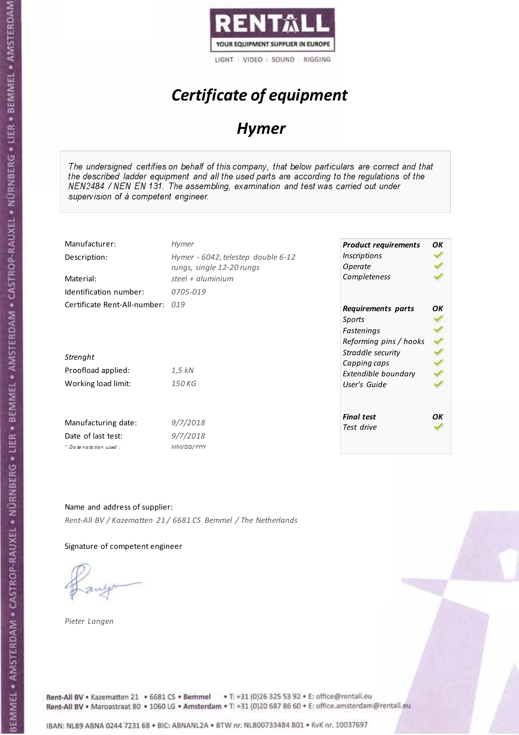RENTALL
YOUR EQUIPMENT SUPPLIER IN EUROPE
LIGHT | VIDEO | SOUND | RIGGING

# *Certificate of equipment*

## *Hymer*

*The undersigned certifies on behalf of this company, that below particulars are correct and that the described ladder equipment and all the used parts are according to the regulations of the NEN2484 / NEN EN 131. The assembling, examination and test was carried out under supervision of à competent engineer.*

| | |
|---|---|
| Manufacturer: | *Hymer* |
| Description: | *Hymer - 6042, telestep double 6-12 rungs, single 12-20 rungs* |
| Material: | *steel + aluminium* |
| Identification number: | *0705-019* |
| Certificate Rent-All-number: | *019* |
| *Strenght* | |
| Proofload applied: | *1,5 kN* |
| Working load limit: | *150 KG* |
| Manufacturing date: | *9/7/2018* |
| Date of last test: | *9/7/2018* |
| *\* Date notation used :* | *MM/DD/YYYY* |

| ***Product requirements*** | ***OK*** |
|---|---|
| *Inscriptions* | ✓ |
| *Operate* | ✓ |
| *Completeness* | ✓ |
| ***Requirements parts*** | ***OK*** |
| *Sports* | ✓ |
| *Fastenings* | ✓ |
| *Reforming pins / hooks* | ✓ |
| *Straddle security* | ✓ |
| *Capping caps* | ✓ |
| *Extendible boundary* | ✓ |
| *User's Guide* | ✓ |
| ***Final test*** | ***OK*** |
| *Test drive* | ✓ |

Name and address of supplier:

*Rent-All BV / Kazematten 21 / 6681 CS Bemmel / The Netherlands*

Signature of competent engineer

*Pieter Langen*

Rent-All BV • Kazematten 21 • 6681 CS • **Bemmel** • T: +31 (0)26 325 53 92 • E: office@rentall.eu
Rent-All BV • Maroastraat 80 • 1060 LG • **Amsterdam** • T: +31 (0)20 687 86 60 • E: office.amsterdam@rentall.eu

IBAN: NL89 ABNA 0244 7231 68 • BIC: ABNANL2A • BTW nr. NL800733484 B01 • KvK nr. 10037697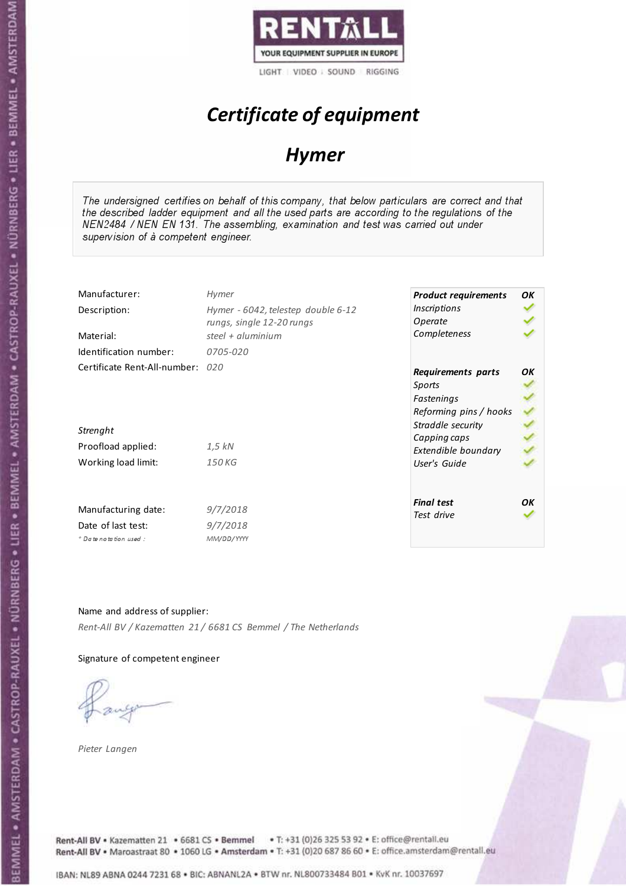RENTALL
YOUR EQUIPMENT SUPPLIER IN EUROPE
LIGHT | VIDEO | SOUND | RIGGING

# *Certificate of equipment*

## *Hymer*

*The undersigned certifies on behalf of this company, that below particulars are correct and that the described ladder equipment and all the used parts are according to the regulations of the NEN2484 / NEN EN 131. The assembling, examination and test was carried out under supervision of à competent engineer.*

| | |
|---|---|
| Manufacturer: | *Hymer* |
| Description: | *Hymer - 6042, telestep double 6-12 rungs, single 12-20 rungs* |
| Material: | *steel + aluminium* |
| Identification number: | *0705-020* |
| Certificate Rent-All-number: | *020* |
| *Strenght* | |
| Proofload applied: | *1,5 kN* |
| Working load limit: | *150 KG* |
| Manufacturing date: | *9/7/2018* |
| Date of last test: | *9/7/2018* |
| *\* Date notation used :* | *MM/DD/YYYY* |

| ***Product requirements*** | ***OK*** |
|---|---|
| *Inscriptions* | ✓ |
| *Operate* | ✓ |
| *Completeness* | ✓ |

| ***Requirements parts*** | ***OK*** |
|---|---|
| *Sports* | ✓ |
| *Fastenings* | ✓ |
| *Reforming pins / hooks* | ✓ |
| *Straddle security* | ✓ |
| *Capping caps* | ✓ |
| *Extendible boundary* | ✓ |
| *User's Guide* | ✓ |

| ***Final test*** | ***OK*** |
|---|---|
| *Test drive* | ✓ |

Name and address of supplier:

*Rent-All BV / Kazematten 21 / 6681 CS Bemmel / The Netherlands*

Signature of competent engineer

*Pieter Langen*

Rent-All BV • Kazematten 21 • 6681 CS • **Bemmel** • T: +31 (0)26 325 53 92 • E: office@rentall.eu
Rent-All BV • Maroastraat 80 • 1060 LG • **Amsterdam** • T: +31 (0)20 687 86 60 • E: office.amsterdam@rentall.eu

IBAN: NL89 ABNA 0244 7231 68 • BIC: ABNANL2A • BTW nr. NL800733484 B01 • KvK nr. 10037697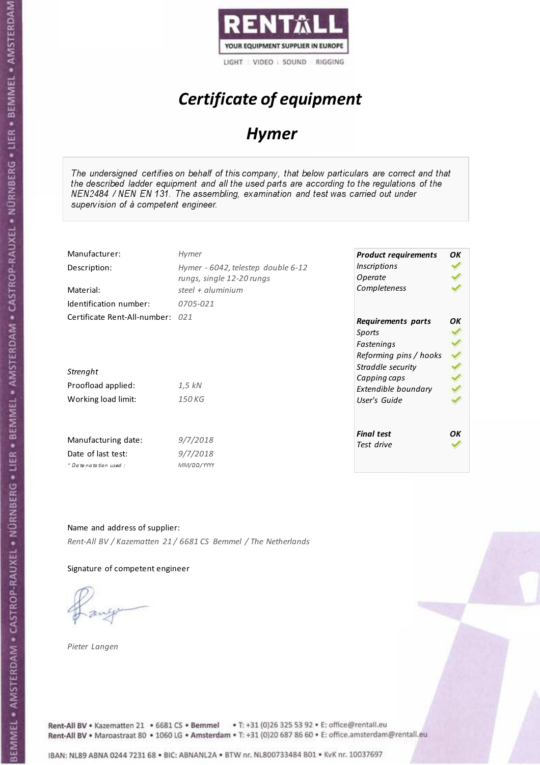# Certificate of equipment

## Hymer

*The undersigned certifies on behalf of this company, that below particulars are correct and that the described ladder equipment and all the used parts are according to the regulations of the NEN2484 / NEN EN 131. The assembling, examination and test was carried out under supervision of à competent engineer.*

| | |
|---|---|
| Manufacturer: | *Hymer* |
| Description: | *Hymer - 6042, telestep double 6-12 rungs, single 12-20 rungs* |
| Material: | *steel + aluminium* |
| Identification number: | *0705-021* |
| Certificate Rent-All-number: | *021* |

*Strenght*

| | |
|---|---|
| Proofload applied: | *1,5 kN* |
| Working load limit: | *150 KG* |

| | |
|---|---|
| Manufacturing date: | *9/7/2018* |
| Date of last test: | *9/7/2018* |
| *\* Date notation used :* | *MM/DD/YYYY* |

| ***Product requirements*** | ***OK*** |
|---|---|
| *Inscriptions* | ✓ |
| *Operate* | ✓ |
| *Completeness* | ✓ |

| ***Requirements parts*** | ***OK*** |
|---|---|
| *Sports* | ✓ |
| *Fastenings* | ✓ |
| *Reforming pins / hooks* | ✓ |
| *Straddle security* | ✓ |
| *Capping caps* | ✓ |
| *Extendible boundary* | ✓ |
| *User's Guide* | ✓ |

| ***Final test*** | ***OK*** |
|---|---|
| *Test drive* | ✓ |

Name and address of supplier:

*Rent-All BV / Kazematten 21 / 6681 CS Bemmel / The Netherlands*

Signature of competent engineer

*Pieter Langen*

Rent-All BV • Kazematten 21 • 6681 CS • **Bemmel** • T: +31 (0)26 325 53 92 • E: office@rentall.eu
Rent-All BV • Maroastraat 80 • 1060 LG • **Amsterdam** • T: +31 (0)20 687 86 60 • E: office.amsterdam@rentall.eu

IBAN: NL89 ABNA 0244 7231 68 • BIC: ABNANL2A • BTW nr. NL800733484 B01 • KvK nr. 10037697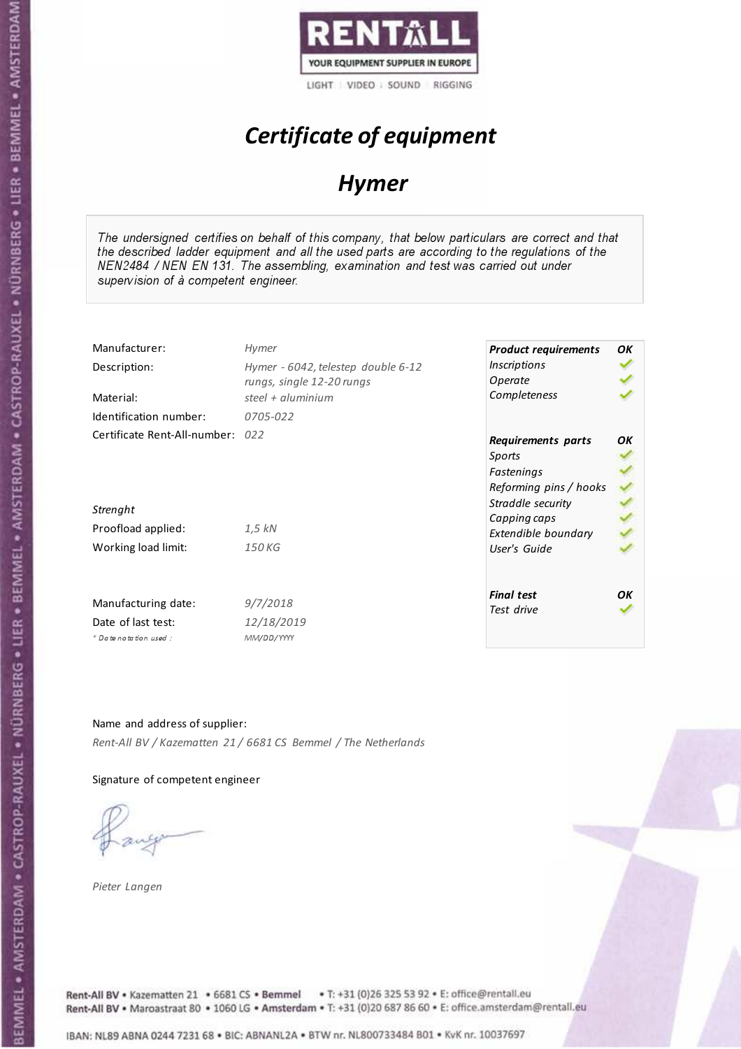RENTALL
YOUR EQUIPMENT SUPPLIER IN EUROPE
LIGHT | VIDEO | SOUND | RIGGING

# *Certificate of equipment*

## *Hymer*

*The undersigned certifies on behalf of this company, that below particulars are correct and that the described ladder equipment and all the used parts are according to the regulations of the NEN2484 / NEN EN 131. The assembling, examination and test was carried out under supervision of à competent engineer.*

| | |
|---|---|
| Manufacturer: | *Hymer* |
| Description: | *Hymer - 6042, telestep double 6-12 rungs, single 12-20 rungs* |
| Material: | *steel + aluminium* |
| Identification number: | *0705-022* |
| Certificate Rent-All-number: | *022* |

*Strenght*

| | |
|---|---|
| Proofload applied: | *1,5 kN* |
| Working load limit: | *150 KG* |

| | |
|---|---|
| Manufacturing date: | *9/7/2018* |
| Date of last test: | *12/18/2019* |
| *\* Date notation used :* | *MM/DD/YYYY* |

| ***Product requirements*** | ***OK*** |
|---|---|
| *Inscriptions* | ✓ |
| *Operate* | ✓ |
| *Completeness* | ✓ |

| ***Requirements parts*** | ***OK*** |
|---|---|
| *Sports* | ✓ |
| *Fastenings* | ✓ |
| *Reforming pins / hooks* | ✓ |
| *Straddle security* | ✓ |
| *Capping caps* | ✓ |
| *Extendible boundary* | ✓ |
| *User's Guide* | ✓ |

| ***Final test*** | ***OK*** |
|---|---|
| *Test drive* | ✓ |

Name and address of supplier:

*Rent-All BV / Kazematten 21 / 6681 CS Bemmel / The Netherlands*

Signature of competent engineer

*Pieter Langen*

Rent-All BV • Kazematten 21 • 6681 CS • **Bemmel** • T: +31 (0)26 325 53 92 • E: office@rentall.eu
Rent-All BV • Maroastraat 80 • 1060 LG • **Amsterdam** • T: +31 (0)20 687 86 60 • E: office.amsterdam@rentall.eu

IBAN: NL89 ABNA 0244 7231 68 • BIC: ABNANL2A • BTW nr. NL800733484 B01 • KvK nr. 10037697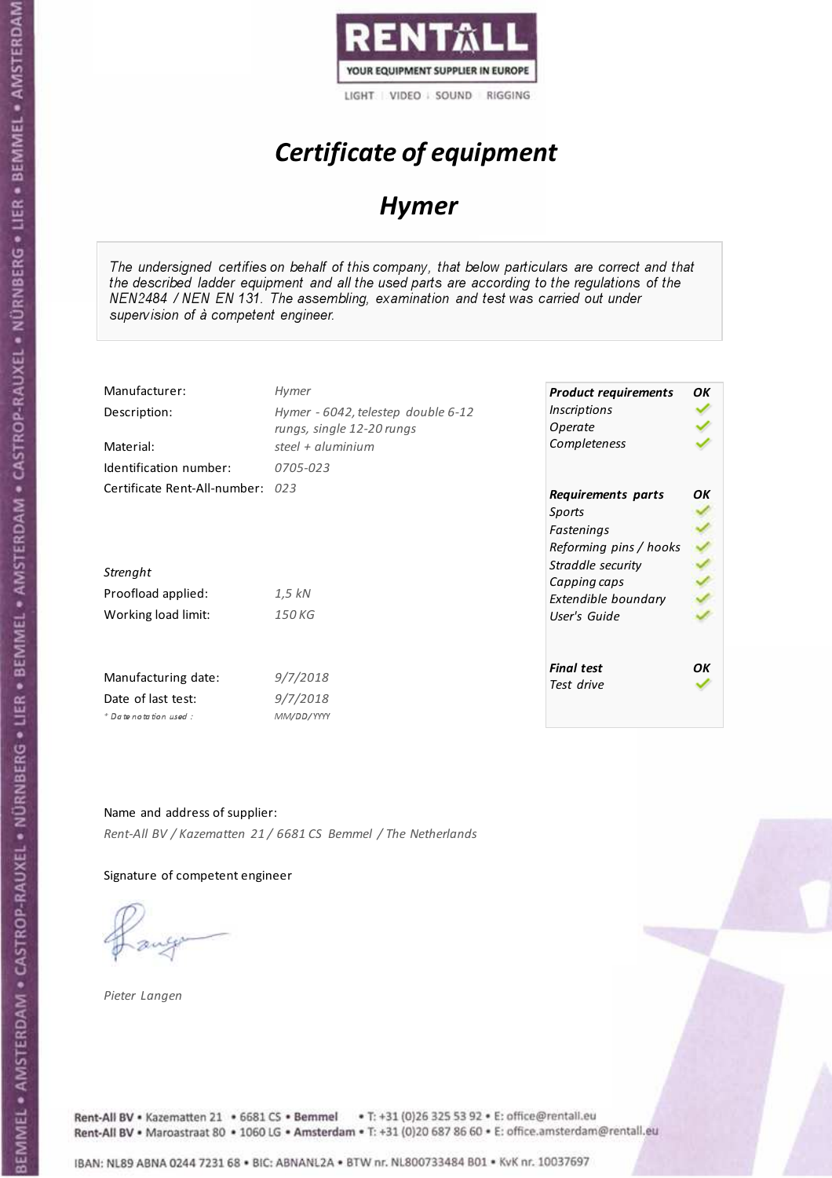RENTALL
YOUR EQUIPMENT SUPPLIER IN EUROPE
LIGHT | VIDEO | SOUND | RIGGING

# *Certificate of equipment*

## *Hymer*

*The undersigned certifies on behalf of this company, that below particulars are correct and that the described ladder equipment and all the used parts are according to the regulations of the NEN2484 / NEN EN 131. The assembling, examination and test was carried out under supervision of à competent engineer.*

| | |
|---|---|
| Manufacturer: | *Hymer* |
| Description: | *Hymer - 6042, telestep double 6-12 rungs, single 12-20 rungs* |
| Material: | *steel + aluminium* |
| Identification number: | *0705-023* |
| Certificate Rent-All-number: | *023* |
| *Strenght* | |
| Proofload applied: | *1,5 kN* |
| Working load limit: | *150 KG* |
| Manufacturing date: | *9/7/2018* |
| Date of last test: | *9/7/2018* |
| *\* Date notation used :* | *MM/DD/YYYY* |

| ***Product requirements*** | ***OK*** |
|---|---|
| *Inscriptions* | ✓ |
| *Operate* | ✓ |
| *Completeness* | ✓ |
| ***Requirements parts*** | ***OK*** |
| *Sports* | ✓ |
| *Fastenings* | ✓ |
| *Reforming pins / hooks* | ✓ |
| *Straddle security* | ✓ |
| *Capping caps* | ✓ |
| *Extendible boundary* | ✓ |
| *User's Guide* | ✓ |
| ***Final test*** | ***OK*** |
| *Test drive* | ✓ |

Name and address of supplier:

*Rent-All BV / Kazematten 21 / 6681 CS Bemmel / The Netherlands*

Signature of competent engineer

*Pieter Langen*

Rent-All BV • Kazematten 21 • 6681 CS • **Bemmel** • T: +31 (0)26 325 53 92 • E: office@rentall.eu
Rent-All BV • Maroastraat 80 • 1060 LG • **Amsterdam** • T: +31 (0)20 687 86 60 • E: office.amsterdam@rentall.eu

IBAN: NL89 ABNA 0244 7231 68 • BIC: ABNANL2A • BTW nr. NL800733484 B01 • KvK nr. 10037697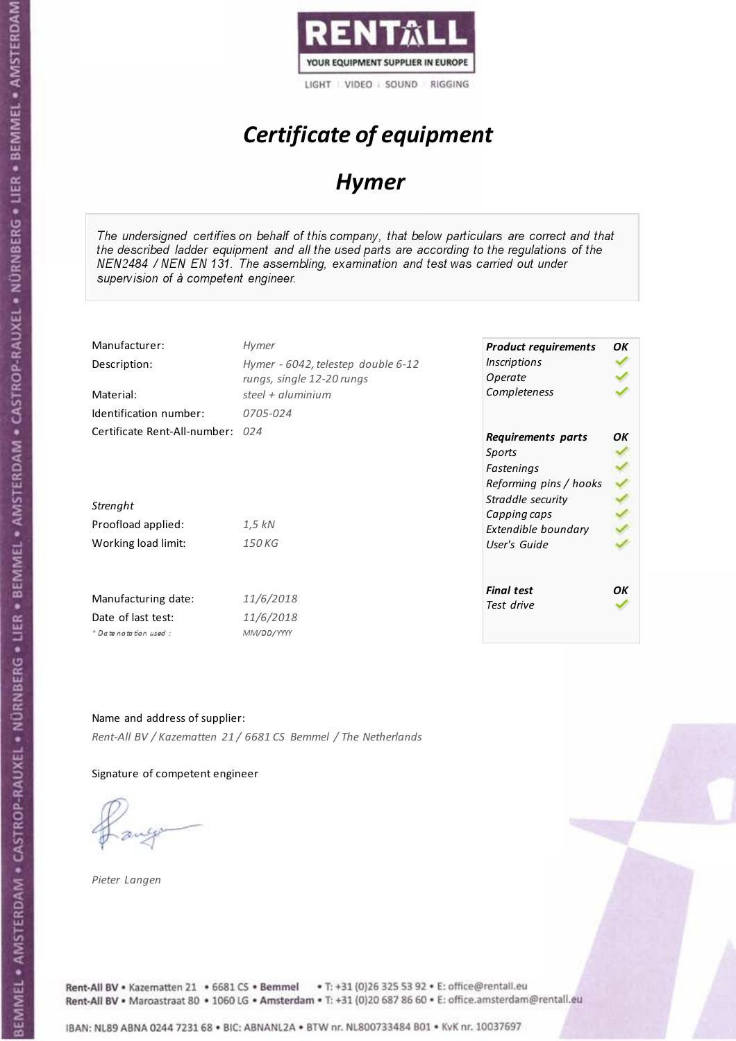# Certificate of equipment

## Hymer

*The undersigned certifies on behalf of this company, that below particulars are correct and that the described ladder equipment and all the used parts are according to the regulations of the NEN2484 / NEN EN 131. The assembling, examination and test was carried out under supervision of à competent engineer.*

| | |
|---|---|
| Manufacturer: | *Hymer* |
| Description: | *Hymer - 6042, telestep double 6-12 rungs, single 12-20 rungs* |
| Material: | *steel + aluminium* |
| Identification number: | *0705-024* |
| Certificate Rent-All-number: | *024* |

*Strenght*

| | |
|---|---|
| Proofload applied: | *1,5 kN* |
| Working load limit: | *150 KG* |

| | |
|---|---|
| Manufacturing date: | *11/6/2018* |
| Date of last test: | *11/6/2018* |
| *\* Date notation used :* | *MM/DD/YYYY* |

| ***Product requirements*** | ***OK*** |
|---|---|
| *Inscriptions* | ✓ |
| *Operate* | ✓ |
| *Completeness* | ✓ |

| ***Requirements parts*** | ***OK*** |
|---|---|
| *Sports* | ✓ |
| *Fastenings* | ✓ |
| *Reforming pins / hooks* | ✓ |
| *Straddle security* | ✓ |
| *Capping caps* | ✓ |
| *Extendible boundary* | ✓ |
| *User's Guide* | ✓ |

| ***Final test*** | ***OK*** |
|---|---|
| *Test drive* | ✓ |

Name and address of supplier:

*Rent-All BV / Kazematten 21 / 6681 CS Bemmel / The Netherlands*

Signature of competent engineer

*Pieter Langen*

Rent-All BV • Kazematten 21 • 6681 CS • **Bemmel** • T: +31 (0)26 325 53 92 • E: office@rentall.eu
Rent-All BV • Maroastraat 80 • 1060 LG • **Amsterdam** • T: +31 (0)20 687 86 60 • E: office.amsterdam@rentall.eu

IBAN: NL89 ABNA 0244 7231 68 • BIC: ABNANL2A • BTW nr. NL800733484 B01 • KvK nr. 10037697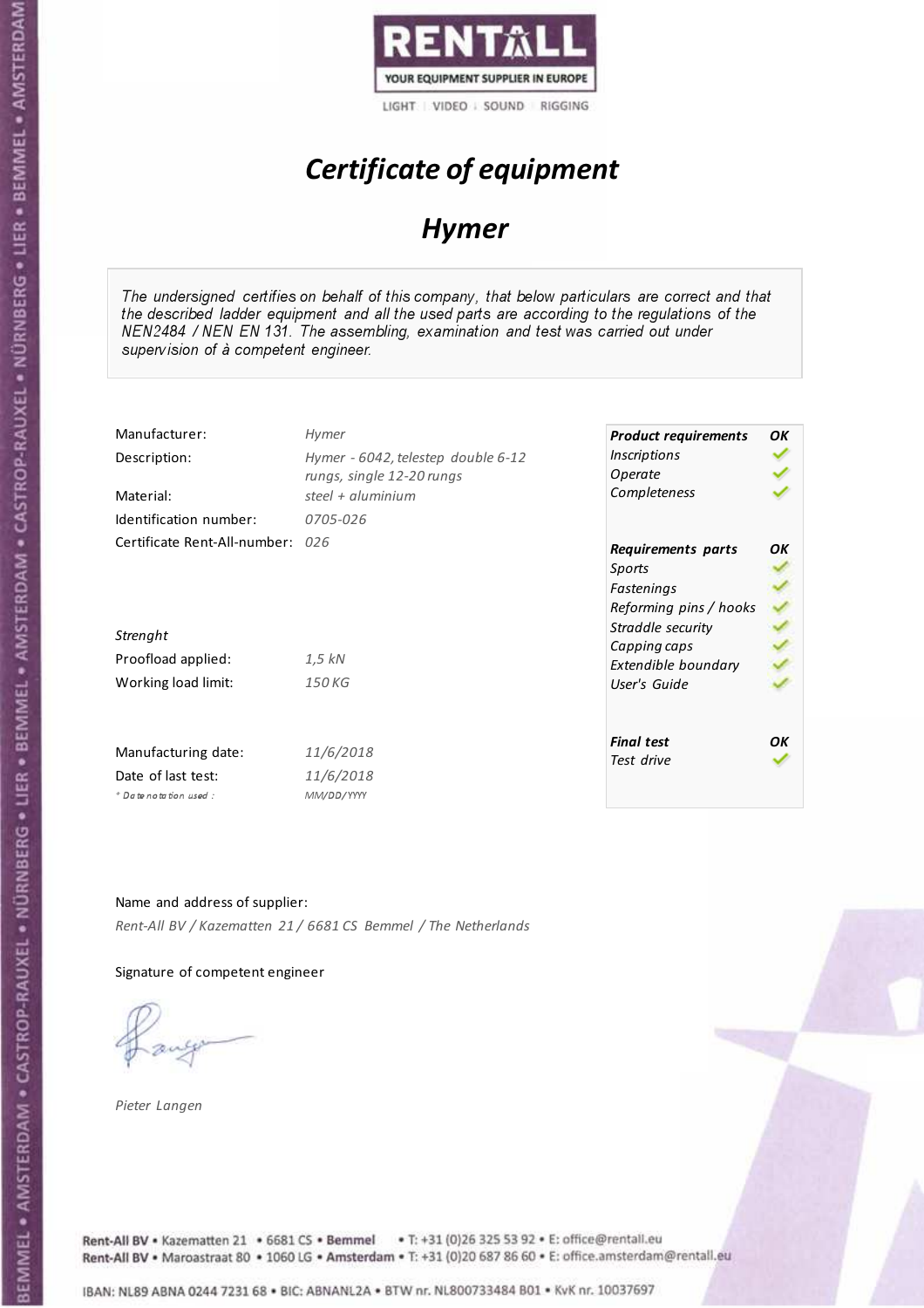RENTALL

YOUR EQUIPMENT SUPPLIER IN EUROPE

LIGHT | VIDEO | SOUND | RIGGING

# *Certificate of equipment*

## *Hymer*

*The undersigned certifies on behalf of this company, that below particulars are correct and that the described ladder equipment and all the used parts are according to the regulations of the NEN2484 / NEN EN 131. The assembling, examination and test was carried out under supervision of à competent engineer.*

| | |
|---|---|
| Manufacturer: | *Hymer* |
| Description: | *Hymer - 6042, telestep double 6-12 rungs, single 12-20 rungs* |
| Material: | *steel + aluminium* |
| Identification number: | *0705-026* |
| Certificate Rent-All-number: | *026* |
| *Strenght* | |
| Proofload applied: | *1,5 kN* |
| Working load limit: | *150 KG* |
| Manufacturing date: | *11/6/2018* |
| Date of last test: | *11/6/2018* |
| *\* Date notation used :* | *MM/DD/YYYY* |

| ***Product requirements*** | ***OK*** |
|---|---|
| *Inscriptions* | ✓ |
| *Operate* | ✓ |
| *Completeness* | ✓ |
| ***Requirements parts*** | ***OK*** |
| *Sports* | ✓ |
| *Fastenings* | ✓ |
| *Reforming pins / hooks* | ✓ |
| *Straddle security* | ✓ |
| *Capping caps* | ✓ |
| *Extendible boundary* | ✓ |
| *User's Guide* | ✓ |
| ***Final test*** | ***OK*** |
| *Test drive* | ✓ |

Name and address of supplier:

*Rent-All BV / Kazematten 21 / 6681 CS Bemmel / The Netherlands*

Signature of competent engineer

*Pieter Langen*

Rent-All BV • Kazematten 21 • 6681 CS • **Bemmel** • T: +31 (0)26 325 53 92 • E: office@rentall.eu
Rent-All BV • Maroastraat 80 • 1060 LG • **Amsterdam** • T: +31 (0)20 687 86 60 • E: office.amsterdam@rentall.eu

IBAN: NL89 ABNA 0244 7231 68 • BIC: ABNANL2A • BTW nr. NL800733484 B01 • KvK nr. 10037697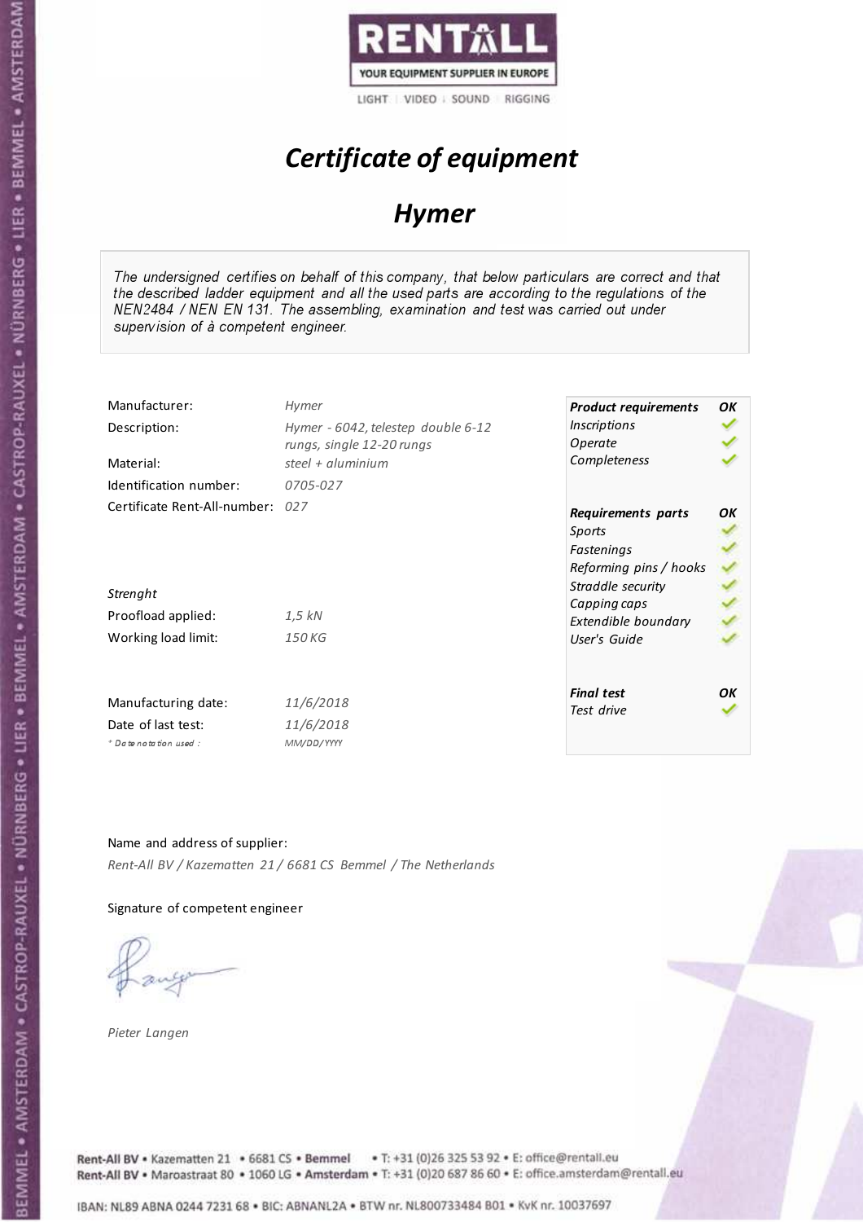# *Certificate of equipment*

## *Hymer*

*The undersigned certifies on behalf of this company, that below particulars are correct and that the described ladder equipment and all the used parts are according to the regulations of the NEN2484 / NEN EN 131. The assembling, examination and test was carried out under supervision of à competent engineer.*

| | |
|---|---|
| Manufacturer: | *Hymer* |
| Description: | *Hymer - 6042, telestep double 6-12 rungs, single 12-20 rungs* |
| Material: | *steel + aluminium* |
| Identification number: | *0705-027* |
| Certificate Rent-All-number: | *027* |
| *Strenght* | |
| Proofload applied: | *1,5 kN* |
| Working load limit: | *150 KG* |
| Manufacturing date: | *11/6/2018* |
| Date of last test: | *11/6/2018* |
| *\* Date notation used :* | *MM/DD/YYYY* |

| ***Product requirements*** | ***OK*** |
|---|---|
| *Inscriptions* | ✓ |
| *Operate* | ✓ |
| *Completeness* | ✓ |
| ***Requirements parts*** | ***OK*** |
| *Sports* | ✓ |
| *Fastenings* | ✓ |
| *Reforming pins / hooks* | ✓ |
| *Straddle security* | ✓ |
| *Capping caps* | ✓ |
| *Extendible boundary* | ✓ |
| *User's Guide* | ✓ |
| ***Final test*** | ***OK*** |
| *Test drive* | ✓ |

Name and address of supplier:

*Rent-All BV / Kazematten 21 / 6681 CS Bemmel / The Netherlands*

Signature of competent engineer

*Pieter Langen*

Rent-All BV • Kazematten 21 • 6681 CS • **Bemmel** • T: +31 (0)26 325 53 92 • E: office@rentall.eu
Rent-All BV • Maroastraat 80 • 1060 LG • **Amsterdam** • T: +31 (0)20 687 86 60 • E: office.amsterdam@rentall.eu

IBAN: NL89 ABNA 0244 7231 68 • BIC: ABNANL2A • BTW nr. NL800733484 B01 • KvK nr. 10037697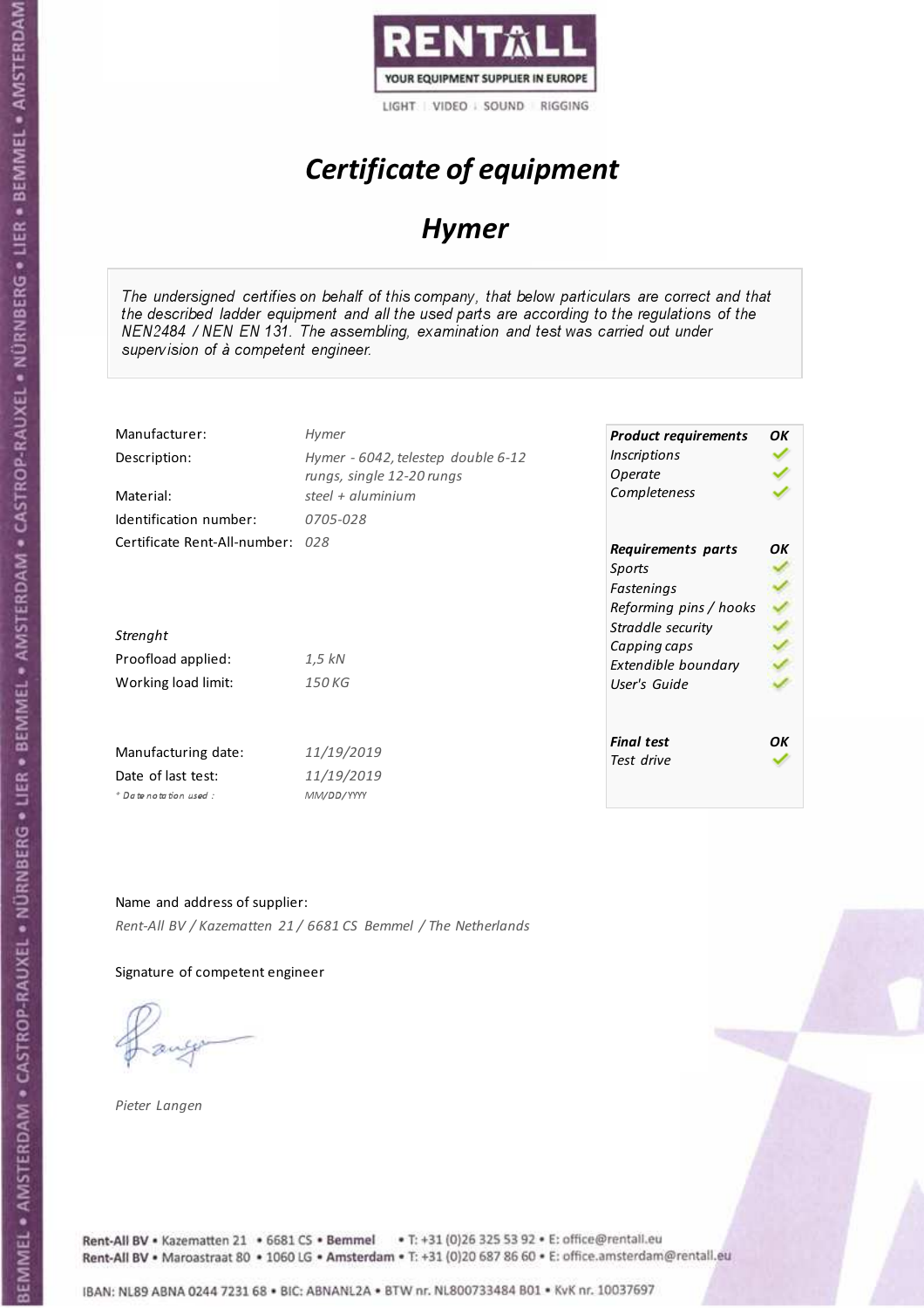RENTALL

YOUR EQUIPMENT SUPPLIER IN EUROPE

LIGHT | VIDEO | SOUND | RIGGING

# *Certificate of equipment*

## *Hymer*

*The undersigned certifies on behalf of this company, that below particulars are correct and that the described ladder equipment and all the used parts are according to the regulations of the NEN2484 / NEN EN 131. The assembling, examination and test was carried out under supervision of à competent engineer.*

| | |
|---|---|
| Manufacturer: | *Hymer* |
| Description: | *Hymer - 6042, telestep double 6-12 rungs, single 12-20 rungs* |
| Material: | *steel + aluminium* |
| Identification number: | *0705-028* |
| Certificate Rent-All-number: | *028* |
| *Strenght* | |
| Proofload applied: | *1,5 kN* |
| Working load limit: | *150 KG* |
| Manufacturing date: | *11/19/2019* |
| Date of last test: | *11/19/2019* |
| *\* Date notation used :* | *MM/DD/YYYY* |

| ***Product requirements*** | ***OK*** |
|---|---|
| *Inscriptions* | ✓ |
| *Operate* | ✓ |
| *Completeness* | ✓ |
| ***Requirements parts*** | ***OK*** |
| *Sports* | ✓ |
| *Fastenings* | ✓ |
| *Reforming pins / hooks* | ✓ |
| *Straddle security* | ✓ |
| *Capping caps* | ✓ |
| *Extendible boundary* | ✓ |
| *User's Guide* | ✓ |
| ***Final test*** | ***OK*** |
| *Test drive* | ✓ |

Name and address of supplier:

*Rent-All BV / Kazematten 21 / 6681 CS Bemmel / The Netherlands*

Signature of competent engineer

*Pieter Langen*

Rent-All BV • Kazematten 21 • 6681 CS • **Bemmel** • T: +31 (0)26 325 53 92 • E: office@rentall.eu
Rent-All BV • Maroastraat 80 • 1060 LG • **Amsterdam** • T: +31 (0)20 687 86 60 • E: office.amsterdam@rentall.eu

IBAN: NL89 ABNA 0244 7231 68 • BIC: ABNANL2A • BTW nr. NL800733484 B01 • KvK nr. 10037697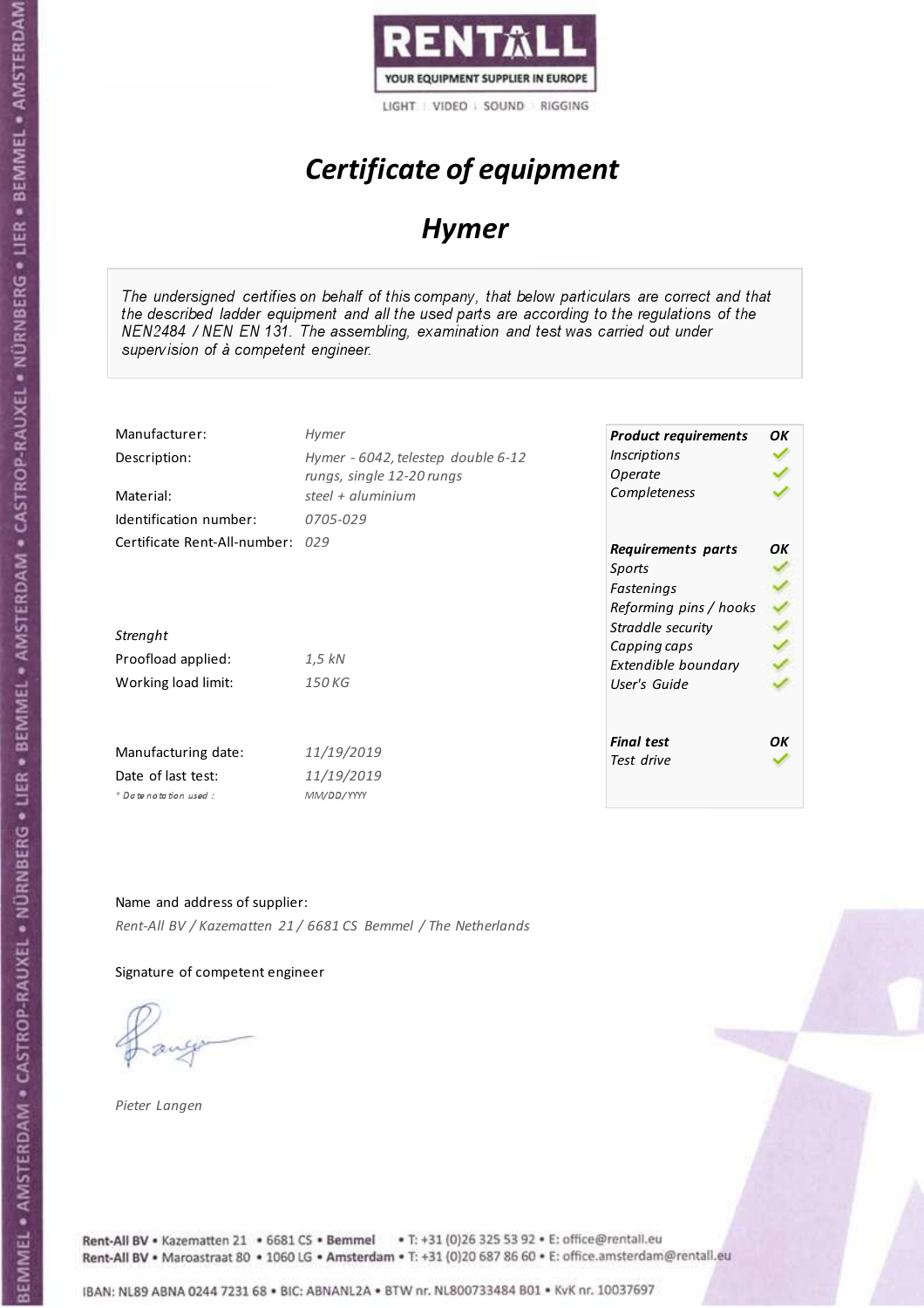RENTALL
YOUR EQUIPMENT SUPPLIER IN EUROPE
LIGHT | VIDEO | SOUND | RIGGING

# *Certificate of equipment*

## *Hymer*

*The undersigned certifies on behalf of this company, that below particulars are correct and that the described ladder equipment and all the used parts are according to the regulations of the NEN2484 / NEN EN 131. The assembling, examination and test was carried out under supervision of à competent engineer.*

| | |
|---|---|
| Manufacturer: | *Hymer* |
| Description: | *Hymer - 6042, telestep double 6-12 rungs, single 12-20 rungs* |
| Material: | *steel + aluminium* |
| Identification number: | *0705-029* |
| Certificate Rent-All-number: | *029* |

*Strenght*

| | |
|---|---|
| Proofload applied: | *1,5 kN* |
| Working load limit: | *150 KG* |

| | |
|---|---|
| Manufacturing date: | *11/19/2019* |
| Date of last test: | *11/19/2019* |
| *\* Date notation used :* | *MM/DD/YYYY* |

| ***Product requirements*** | ***OK*** |
|---|---|
| *Inscriptions* | ✓ |
| *Operate* | ✓ |
| *Completeness* | ✓ |

| ***Requirements parts*** | ***OK*** |
|---|---|
| *Sports* | ✓ |
| *Fastenings* | ✓ |
| *Reforming pins / hooks* | ✓ |
| *Straddle security* | ✓ |
| *Capping caps* | ✓ |
| *Extendible boundary* | ✓ |
| *User's Guide* | ✓ |

| ***Final test*** | ***OK*** |
|---|---|
| *Test drive* | ✓ |

Name and address of supplier:

*Rent-All BV / Kazematten 21 / 6681 CS Bemmel / The Netherlands*

Signature of competent engineer

*Pieter Langen*

Rent-All BV • Kazematten 21 • 6681 CS • **Bemmel** • T: +31 (0)26 325 53 92 • E: office@rentall.eu
Rent-All BV • Maroastraat 80 • 1060 LG • **Amsterdam** • T: +31 (0)20 687 86 60 • E: office.amsterdam@rentall.eu

IBAN: NL89 ABNA 0244 7231 68 • BIC: ABNANL2A • BTW nr. NL800733484 B01 • KvK nr. 10037697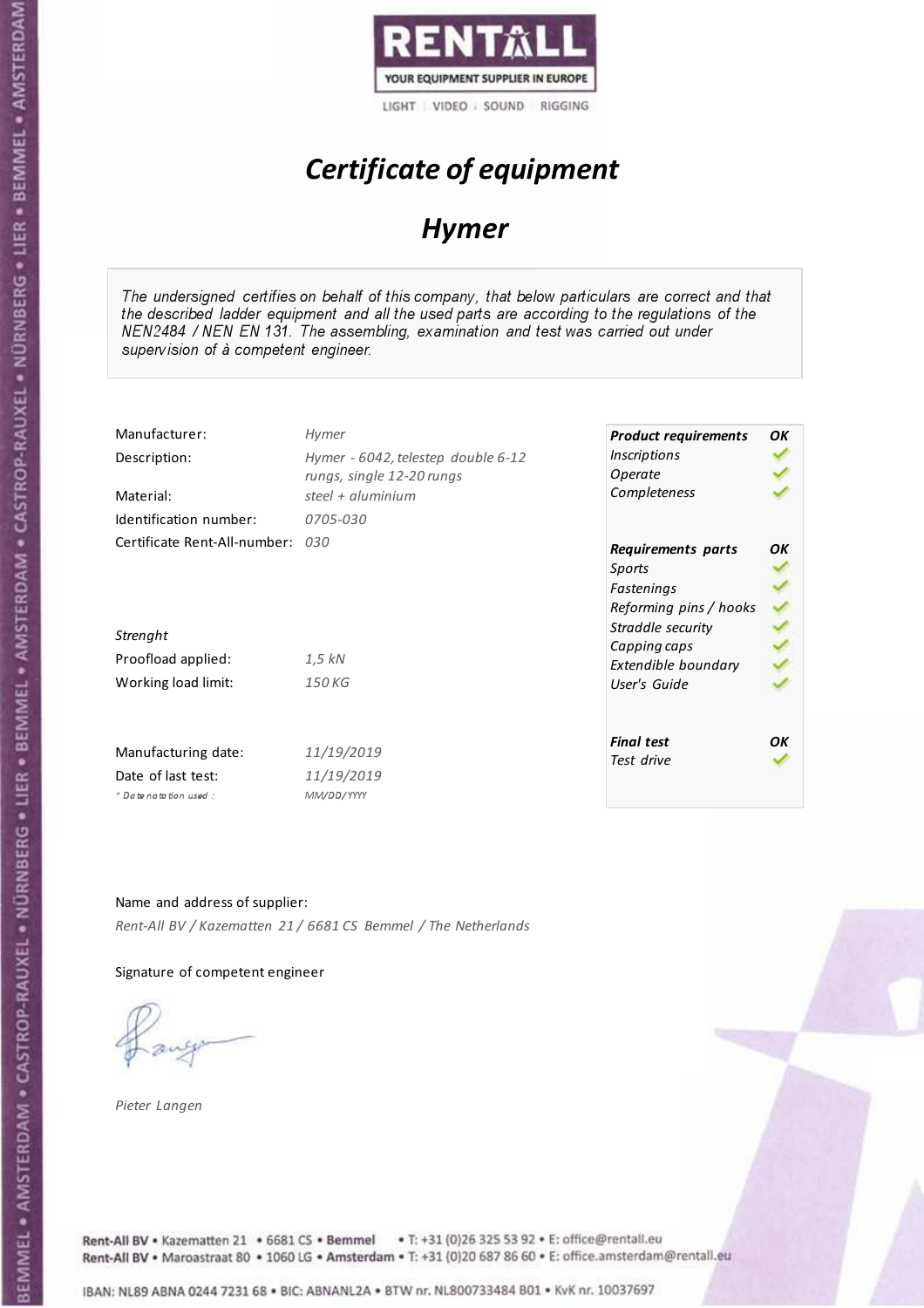RENTALL
YOUR EQUIPMENT SUPPLIER IN EUROPE
LIGHT | VIDEO | SOUND | RIGGING

# *Certificate of equipment*

## *Hymer*

*The undersigned certifies on behalf of this company, that below particulars are correct and that the described ladder equipment and all the used parts are according to the regulations of the NEN2484 / NEN EN 131. The assembling, examination and test was carried out under supervision of à competent engineer.*

| | |
|---|---|
| Manufacturer: | *Hymer* |
| Description: | *Hymer - 6042, telestep double 6-12 rungs, single 12-20 rungs* |
| Material: | *steel + aluminium* |
| Identification number: | *0705-030* |
| Certificate Rent-All-number: | *030* |
| *Strenght* | |
| Proofload applied: | *1,5 kN* |
| Working load limit: | *150 KG* |
| Manufacturing date: | *11/19/2019* |
| Date of last test: | *11/19/2019* |
| *\* Date notation used :* | *MM/DD/YYYY* |

| ***Product requirements*** | ***OK*** |
|---|---|
| *Inscriptions* | ✓ |
| *Operate* | ✓ |
| *Completeness* | ✓ |
| ***Requirements parts*** | ***OK*** |
| *Sports* | ✓ |
| *Fastenings* | ✓ |
| *Reforming pins / hooks* | ✓ |
| *Straddle security* | ✓ |
| *Capping caps* | ✓ |
| *Extendible boundary* | ✓ |
| *User's Guide* | ✓ |
| ***Final test*** | ***OK*** |
| *Test drive* | ✓ |

Name and address of supplier:

*Rent-All BV / Kazematten 21 / 6681 CS Bemmel / The Netherlands*

Signature of competent engineer

*Pieter Langen*

Rent-All BV • Kazematten 21 • 6681 CS • **Bemmel** • T: +31 (0)26 325 53 92 • E: office@rentall.eu
Rent-All BV • Maroastraat 80 • 1060 LG • **Amsterdam** • T: +31 (0)20 687 86 60 • E: office.amsterdam@rentall.eu

IBAN: NL89 ABNA 0244 7231 68 • BIC: ABNANL2A • BTW nr. NL800733484 B01 • KvK nr. 10037697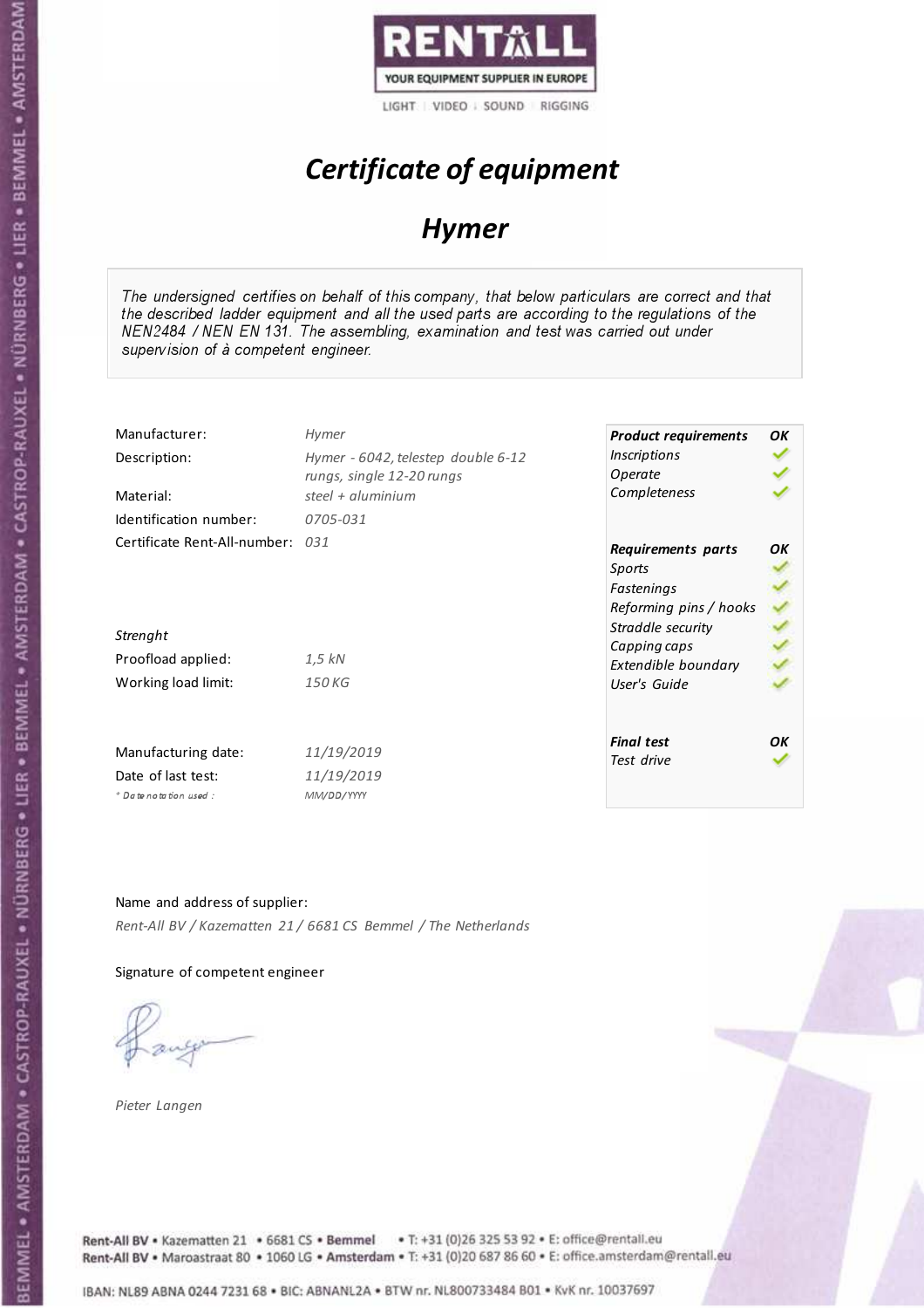RENTALL

YOUR EQUIPMENT SUPPLIER IN EUROPE

LIGHT | VIDEO | SOUND | RIGGING

# *Certificate of equipment*

## *Hymer*

*The undersigned certifies on behalf of this company, that below particulars are correct and that the described ladder equipment and all the used parts are according to the regulations of the NEN2484 / NEN EN 131. The assembling, examination and test was carried out under supervision of à competent engineer.*

| | |
|---|---|
| Manufacturer: | *Hymer* |
| Description: | *Hymer - 6042, telestep double 6-12 rungs, single 12-20 rungs* |
| Material: | *steel + aluminium* |
| Identification number: | *0705-031* |
| Certificate Rent-All-number: | *031* |

*Strenght*

| | |
|---|---|
| Proofload applied: | *1,5 kN* |
| Working load limit: | *150 KG* |

| | |
|---|---|
| Manufacturing date: | *11/19/2019* |
| Date of last test: | *11/19/2019* |
| *\* Date notation used :* | *MM/DD/YYYY* |

| ***Product requirements*** | ***OK*** |
|---|---|
| *Inscriptions* | ✓ |
| *Operate* | ✓ |
| *Completeness* | ✓ |

| ***Requirements parts*** | ***OK*** |
|---|---|
| *Sports* | ✓ |
| *Fastenings* | ✓ |
| *Reforming pins / hooks* | ✓ |
| *Straddle security* | ✓ |
| *Capping caps* | ✓ |
| *Extendible boundary* | ✓ |
| *User's Guide* | ✓ |

| ***Final test*** | ***OK*** |
|---|---|
| *Test drive* | ✓ |

Name and address of supplier:

*Rent-All BV / Kazematten 21 / 6681 CS Bemmel / The Netherlands*

Signature of competent engineer

*Pieter Langen*

Rent-All BV • Kazematten 21 • 6681 CS • **Bemmel** • T: +31 (0)26 325 53 92 • E: office@rentall.eu
Rent-All BV • Maroastraat 80 • 1060 LG • **Amsterdam** • T: +31 (0)20 687 86 60 • E: office.amsterdam@rentall.eu

IBAN: NL89 ABNA 0244 7231 68 • BIC: ABNANL2A • BTW nr. NL800733484 B01 • KvK nr. 10037697